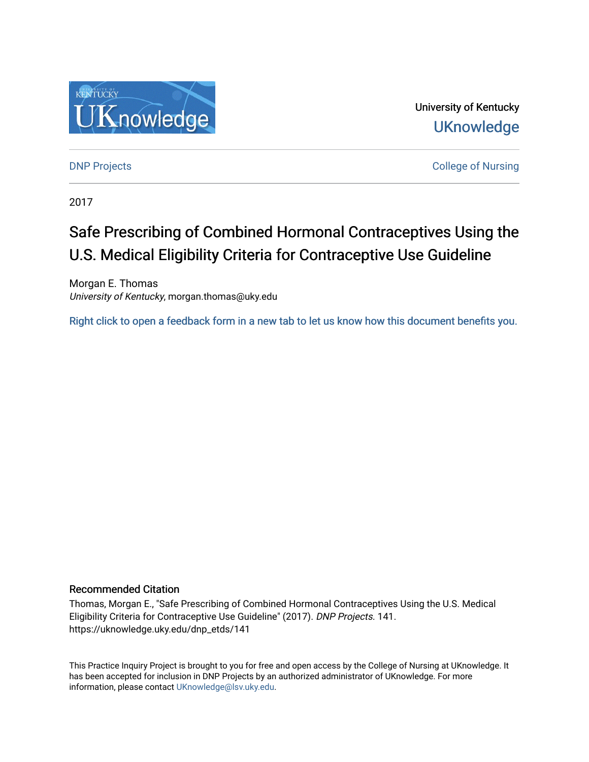University of Kentucky

UKnowledge

DNP Projects

College of Nursing

2017

# Safe Prescribing of Combined Hormonal Contraceptives Using the U.S. Medical Eligibility Criteria for Contraceptive Use Guideline

Morgan E. Thomas
*University of Kentucky*, morgan.thomas@uky.edu

Right click to open a feedback form in a new tab to let us know how this document benefits you.

## Recommended Citation

Thomas, Morgan E., "Safe Prescribing of Combined Hormonal Contraceptives Using the U.S. Medical Eligibility Criteria for Contraceptive Use Guideline" (2017). *DNP Projects*. 141.
https://uknowledge.uky.edu/dnp_etds/141

This Practice Inquiry Project is brought to you for free and open access by the College of Nursing at UKnowledge. It has been accepted for inclusion in DNP Projects by an authorized administrator of UKnowledge. For more information, please contact UKnowledge@lsv.uky.edu.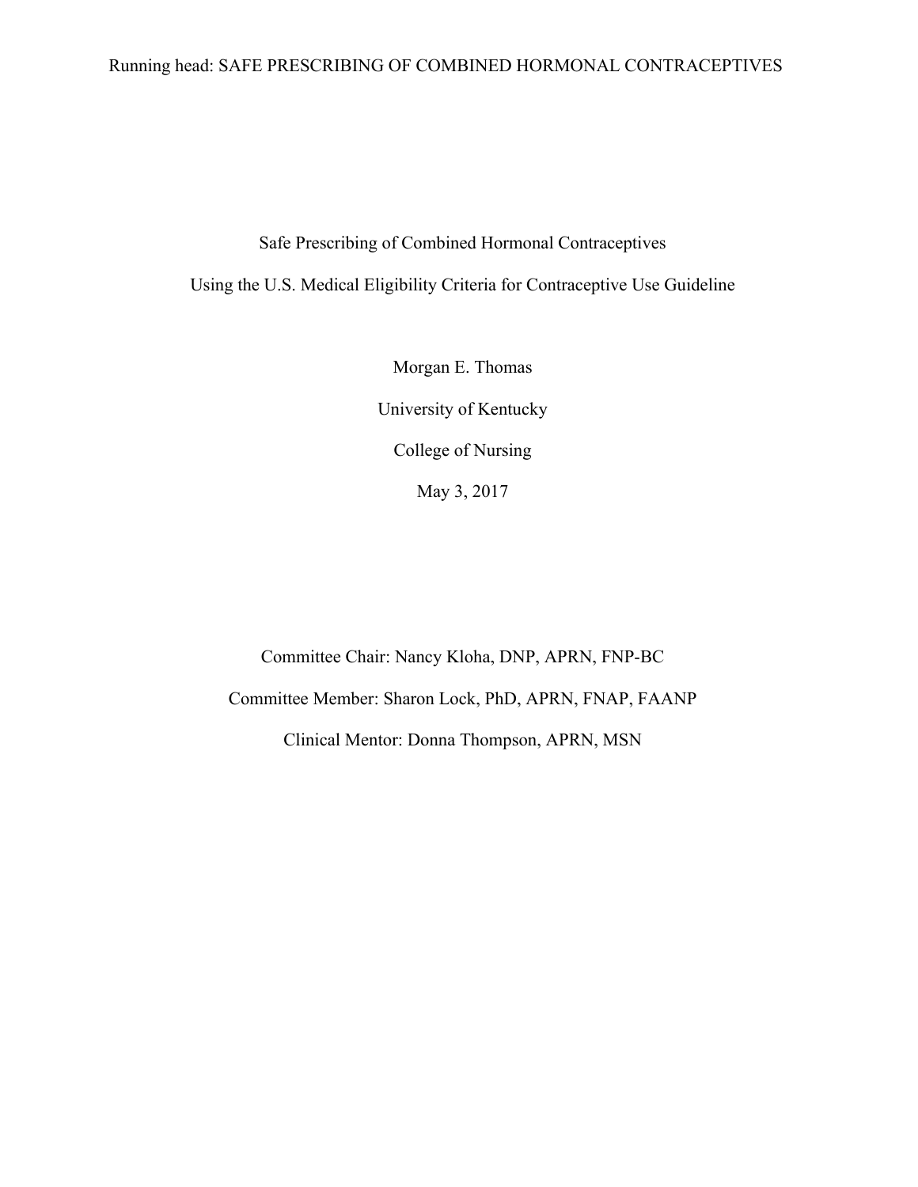Safe Prescribing of Combined Hormonal Contraceptives

Using the U.S. Medical Eligibility Criteria for Contraceptive Use Guideline

Morgan E. Thomas

University of Kentucky

College of Nursing

May 3, 2017

Committee Chair: Nancy Kloha, DNP, APRN, FNP-BC

Committee Member: Sharon Lock, PhD, APRN, FNAP, FAANP

Clinical Mentor: Donna Thompson, APRN, MSN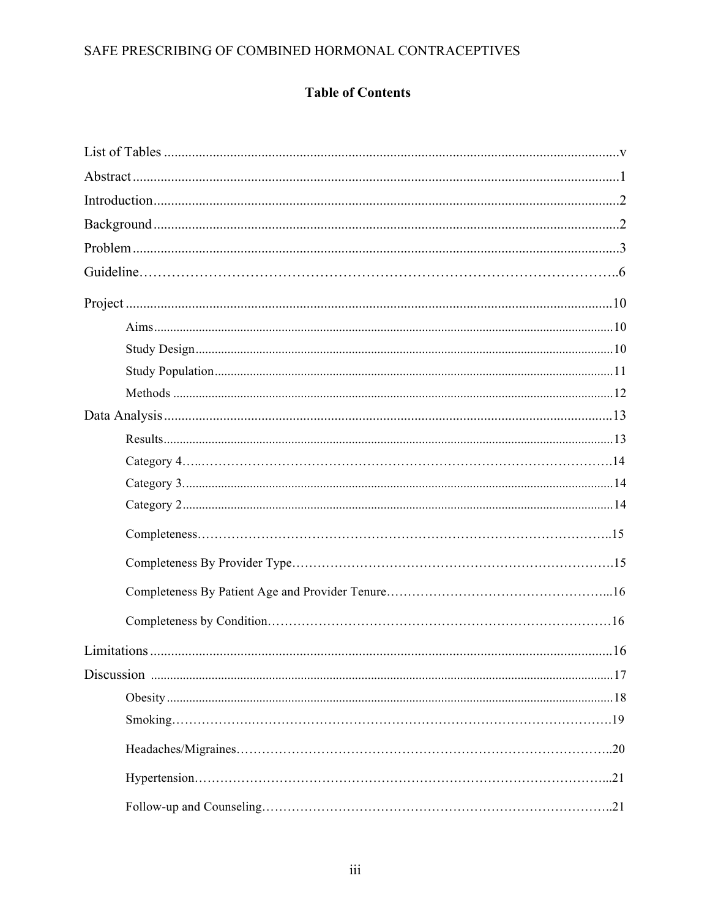## Table of Contents

List of Tables ........................................................................................................................v

Abstract ...............................................................................................................................1

Introduction ..........................................................................................................................2

Background ..........................................................................................................................2

Problem ................................................................................................................................3

Guideline ..............................................................................................................................6

Project ................................................................................................................................10

- Aims ............................................................................................................................10
- Study Design ..............................................................................................................10
- Study Population ........................................................................................................11
- Methods .....................................................................................................................12

Data Analysis .....................................................................................................................13

- Results ........................................................................................................................13
- Category 4 ..................................................................................................................14
- Category 3 ..................................................................................................................14
- Category 2 ..................................................................................................................14
- Completeness ..............................................................................................................15
- Completeness By Provider Type ................................................................................15
- Completeness By Patient Age and Provider Tenure ...................................................16
- Completeness by Condition ........................................................................................16

Limitations .........................................................................................................................16

Discussion ..........................................................................................................................17

- Obesity .......................................................................................................................18
- Smoking ......................................................................................................................19
- Headaches/Migraines ..................................................................................................20
- Hypertension ..............................................................................................................21
- Follow-up and Counseling .........................................................................................21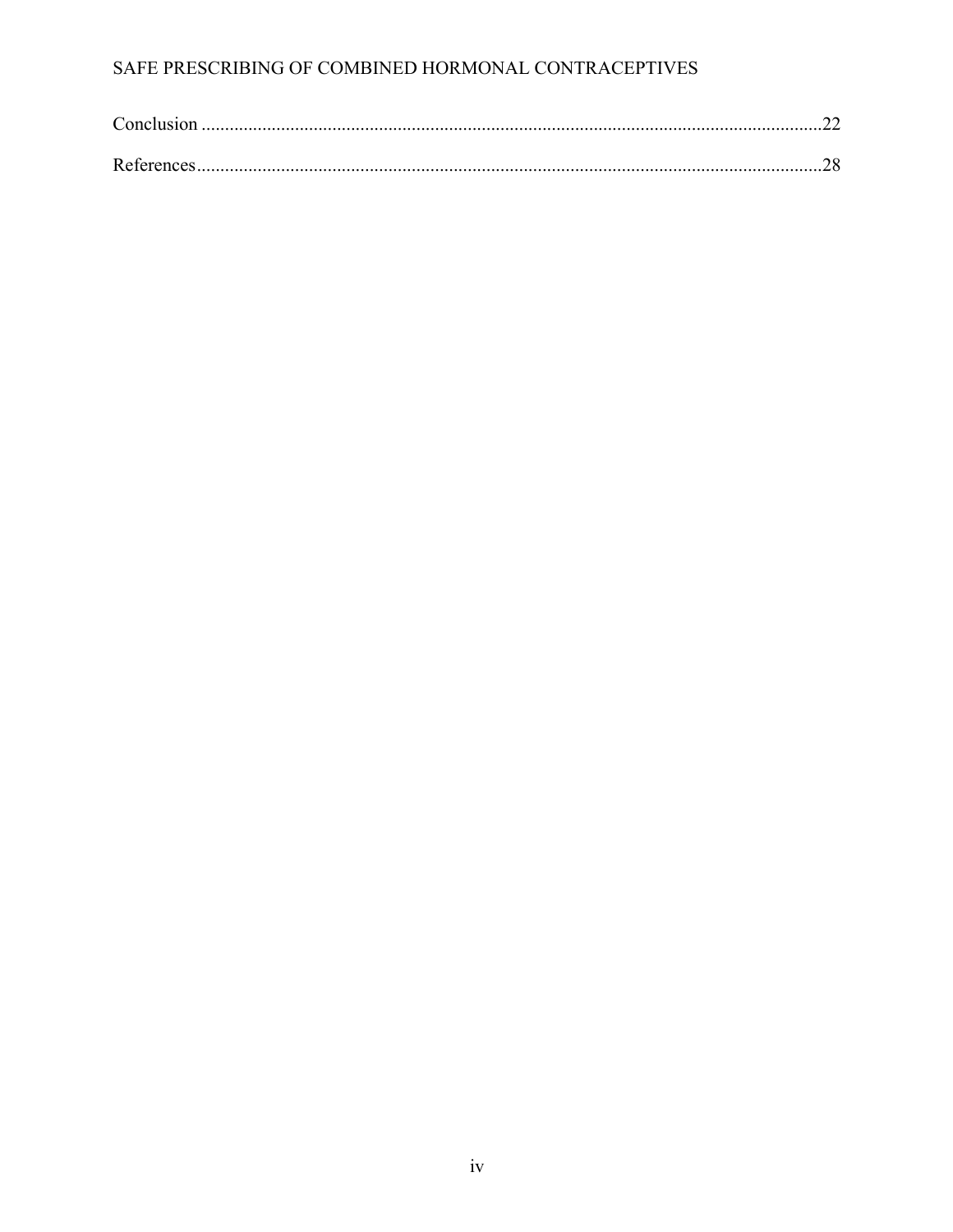Conclusion ....................................................................................................................................22

References.....................................................................................................................................28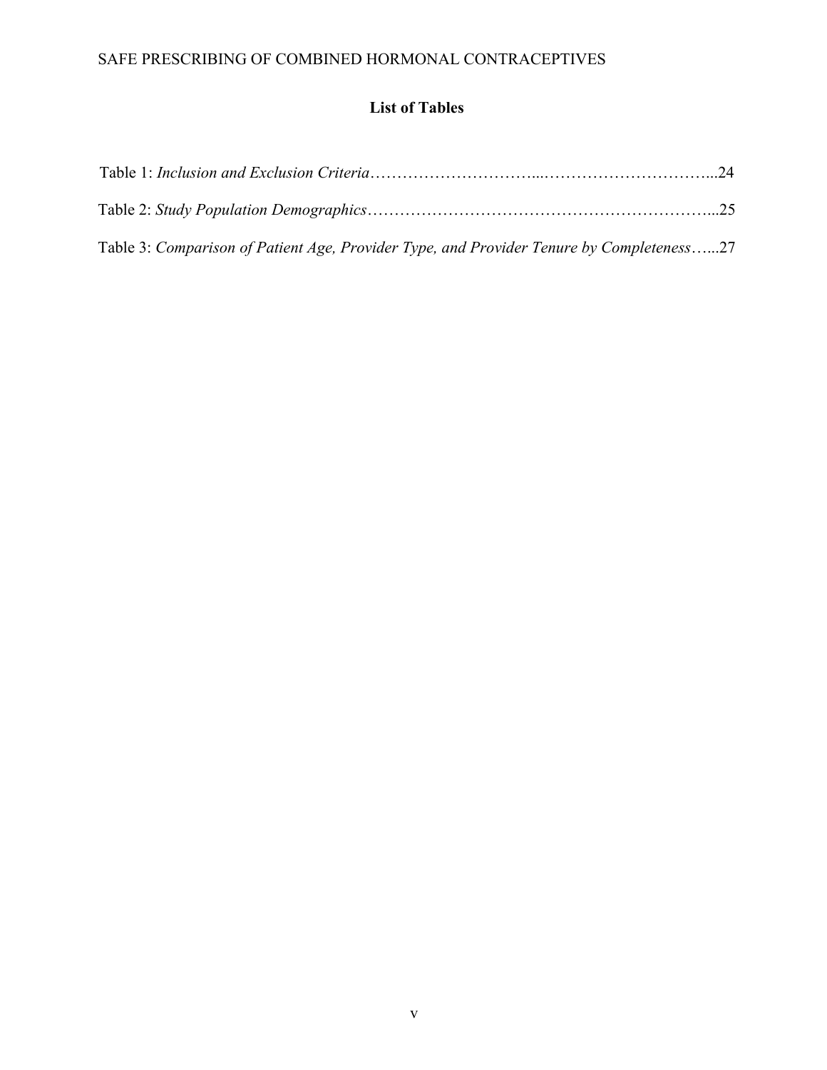# List of Tables

Table 1: *Inclusion and Exclusion Criteria*……………………………...…………………………...24

Table 2: *Study Population Demographics*……………………………………………………...25

Table 3: *Comparison of Patient Age, Provider Type, and Provider Tenure by Completeness*…...27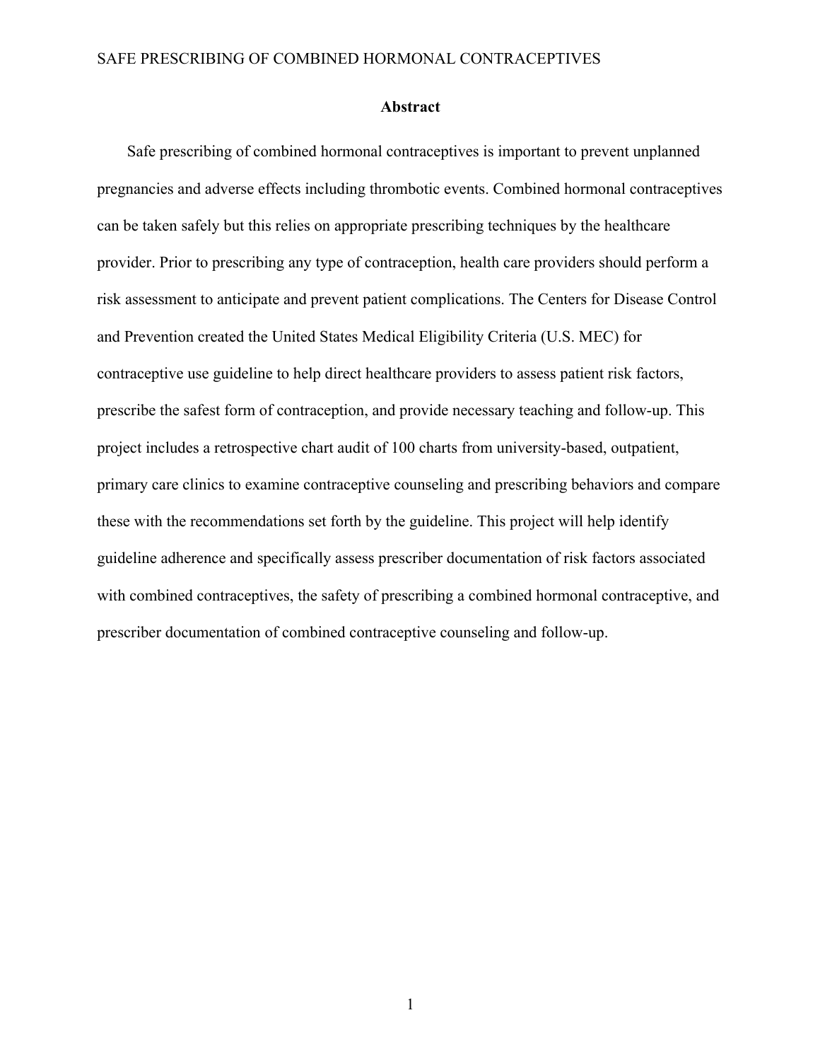# Abstract

Safe prescribing of combined hormonal contraceptives is important to prevent unplanned pregnancies and adverse effects including thrombotic events. Combined hormonal contraceptives can be taken safely but this relies on appropriate prescribing techniques by the healthcare provider. Prior to prescribing any type of contraception, health care providers should perform a risk assessment to anticipate and prevent patient complications. The Centers for Disease Control and Prevention created the United States Medical Eligibility Criteria (U.S. MEC) for contraceptive use guideline to help direct healthcare providers to assess patient risk factors, prescribe the safest form of contraception, and provide necessary teaching and follow-up. This project includes a retrospective chart audit of 100 charts from university-based, outpatient, primary care clinics to examine contraceptive counseling and prescribing behaviors and compare these with the recommendations set forth by the guideline. This project will help identify guideline adherence and specifically assess prescriber documentation of risk factors associated with combined contraceptives, the safety of prescribing a combined hormonal contraceptive, and prescriber documentation of combined contraceptive counseling and follow-up.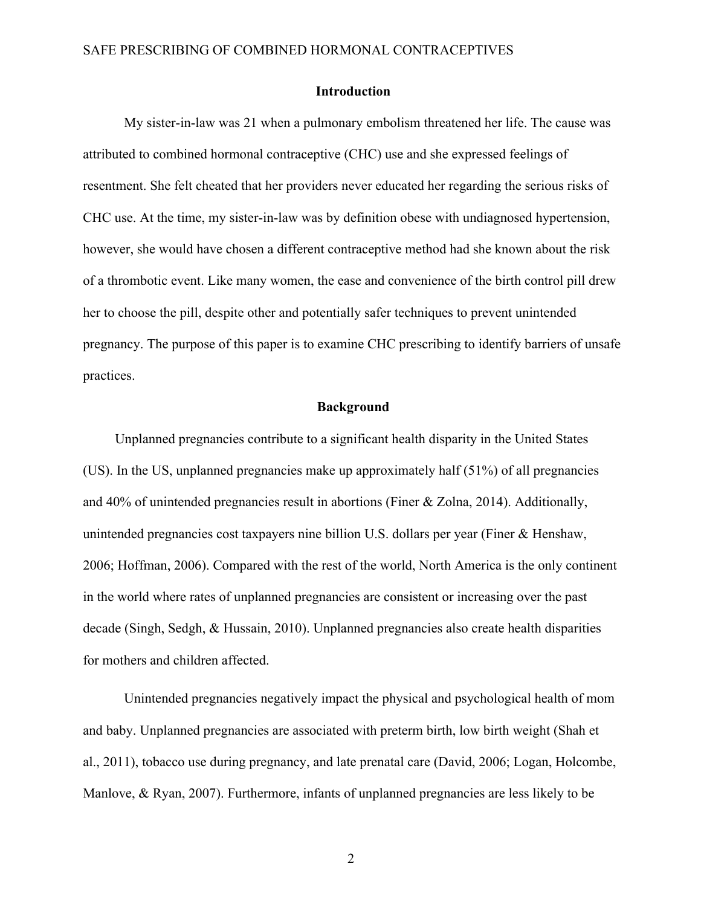## Introduction

My sister-in-law was 21 when a pulmonary embolism threatened her life. The cause was attributed to combined hormonal contraceptive (CHC) use and she expressed feelings of resentment. She felt cheated that her providers never educated her regarding the serious risks of CHC use. At the time, my sister-in-law was by definition obese with undiagnosed hypertension, however, she would have chosen a different contraceptive method had she known about the risk of a thrombotic event. Like many women, the ease and convenience of the birth control pill drew her to choose the pill, despite other and potentially safer techniques to prevent unintended pregnancy. The purpose of this paper is to examine CHC prescribing to identify barriers of unsafe practices.

## Background

Unplanned pregnancies contribute to a significant health disparity in the United States (US). In the US, unplanned pregnancies make up approximately half (51%) of all pregnancies and 40% of unintended pregnancies result in abortions (Finer & Zolna, 2014). Additionally, unintended pregnancies cost taxpayers nine billion U.S. dollars per year (Finer & Henshaw, 2006; Hoffman, 2006). Compared with the rest of the world, North America is the only continent in the world where rates of unplanned pregnancies are consistent or increasing over the past decade (Singh, Sedgh, & Hussain, 2010). Unplanned pregnancies also create health disparities for mothers and children affected.

Unintended pregnancies negatively impact the physical and psychological health of mom and baby. Unplanned pregnancies are associated with preterm birth, low birth weight (Shah et al., 2011), tobacco use during pregnancy, and late prenatal care (David, 2006; Logan, Holcombe, Manlove, & Ryan, 2007). Furthermore, infants of unplanned pregnancies are less likely to be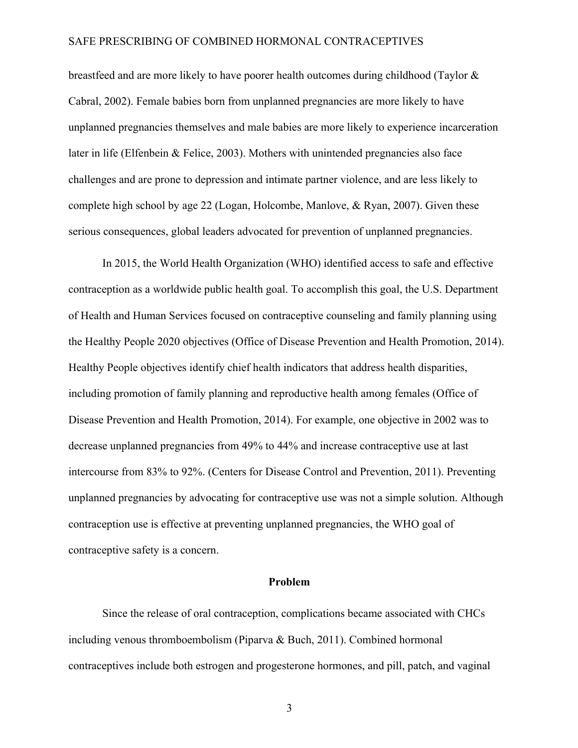breastfeed and are more likely to have poorer health outcomes during childhood (Taylor & Cabral, 2002). Female babies born from unplanned pregnancies are more likely to have unplanned pregnancies themselves and male babies are more likely to experience incarceration later in life (Elfenbein & Felice, 2003). Mothers with unintended pregnancies also face challenges and are prone to depression and intimate partner violence, and are less likely to complete high school by age 22 (Logan, Holcombe, Manlove, & Ryan, 2007). Given these serious consequences, global leaders advocated for prevention of unplanned pregnancies.

In 2015, the World Health Organization (WHO) identified access to safe and effective contraception as a worldwide public health goal. To accomplish this goal, the U.S. Department of Health and Human Services focused on contraceptive counseling and family planning using the Healthy People 2020 objectives (Office of Disease Prevention and Health Promotion, 2014). Healthy People objectives identify chief health indicators that address health disparities, including promotion of family planning and reproductive health among females (Office of Disease Prevention and Health Promotion, 2014). For example, one objective in 2002 was to decrease unplanned pregnancies from 49% to 44% and increase contraceptive use at last intercourse from 83% to 92%. (Centers for Disease Control and Prevention, 2011). Preventing unplanned pregnancies by advocating for contraceptive use was not a simple solution. Although contraception use is effective at preventing unplanned pregnancies, the WHO goal of contraceptive safety is a concern.

## Problem

Since the release of oral contraception, complications became associated with CHCs including venous thromboembolism (Piparva & Buch, 2011). Combined hormonal contraceptives include both estrogen and progesterone hormones, and pill, patch, and vaginal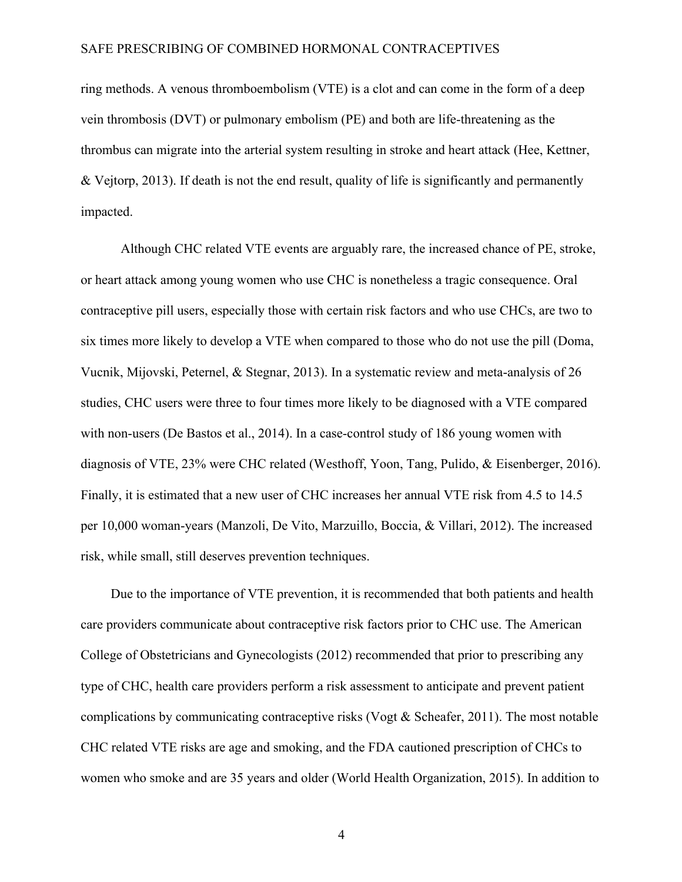ring methods. A venous thromboembolism (VTE) is a clot and can come in the form of a deep vein thrombosis (DVT) or pulmonary embolism (PE) and both are life-threatening as the thrombus can migrate into the arterial system resulting in stroke and heart attack (Hee, Kettner, & Vejtorp, 2013). If death is not the end result, quality of life is significantly and permanently impacted.

Although CHC related VTE events are arguably rare, the increased chance of PE, stroke, or heart attack among young women who use CHC is nonetheless a tragic consequence. Oral contraceptive pill users, especially those with certain risk factors and who use CHCs, are two to six times more likely to develop a VTE when compared to those who do not use the pill (Doma, Vucnik, Mijovski, Peternel, & Stegnar, 2013). In a systematic review and meta-analysis of 26 studies, CHC users were three to four times more likely to be diagnosed with a VTE compared with non-users (De Bastos et al., 2014). In a case-control study of 186 young women with diagnosis of VTE, 23% were CHC related (Westhoff, Yoon, Tang, Pulido, & Eisenberger, 2016). Finally, it is estimated that a new user of CHC increases her annual VTE risk from 4.5 to 14.5 per 10,000 woman-years (Manzoli, De Vito, Marzuillo, Boccia, & Villari, 2012). The increased risk, while small, still deserves prevention techniques.

Due to the importance of VTE prevention, it is recommended that both patients and health care providers communicate about contraceptive risk factors prior to CHC use. The American College of Obstetricians and Gynecologists (2012) recommended that prior to prescribing any type of CHC, health care providers perform a risk assessment to anticipate and prevent patient complications by communicating contraceptive risks (Vogt & Scheafer, 2011). The most notable CHC related VTE risks are age and smoking, and the FDA cautioned prescription of CHCs to women who smoke and are 35 years and older (World Health Organization, 2015). In addition to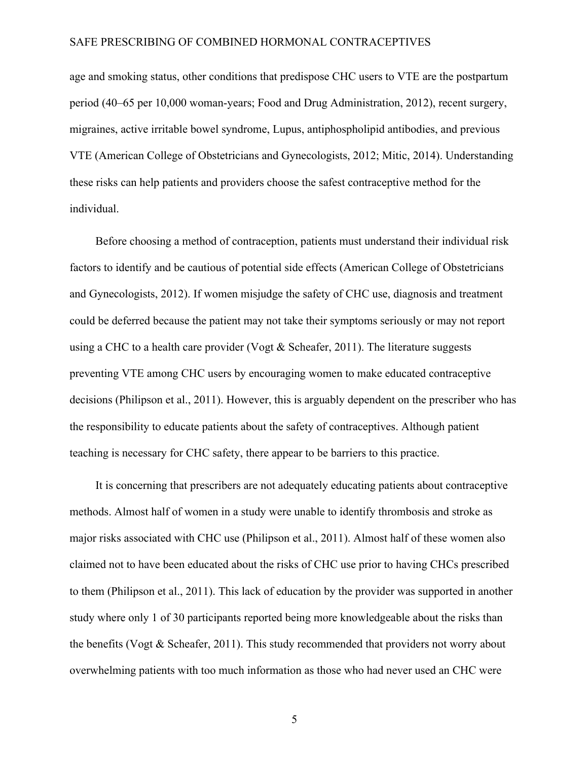age and smoking status, other conditions that predispose CHC users to VTE are the postpartum period (40–65 per 10,000 woman-years; Food and Drug Administration, 2012), recent surgery, migraines, active irritable bowel syndrome, Lupus, antiphospholipid antibodies, and previous VTE (American College of Obstetricians and Gynecologists, 2012; Mitic, 2014). Understanding these risks can help patients and providers choose the safest contraceptive method for the individual.

Before choosing a method of contraception, patients must understand their individual risk factors to identify and be cautious of potential side effects (American College of Obstetricians and Gynecologists, 2012). If women misjudge the safety of CHC use, diagnosis and treatment could be deferred because the patient may not take their symptoms seriously or may not report using a CHC to a health care provider (Vogt & Scheafer, 2011). The literature suggests preventing VTE among CHC users by encouraging women to make educated contraceptive decisions (Philipson et al., 2011). However, this is arguably dependent on the prescriber who has the responsibility to educate patients about the safety of contraceptives. Although patient teaching is necessary for CHC safety, there appear to be barriers to this practice.

It is concerning that prescribers are not adequately educating patients about contraceptive methods. Almost half of women in a study were unable to identify thrombosis and stroke as major risks associated with CHC use (Philipson et al., 2011). Almost half of these women also claimed not to have been educated about the risks of CHC use prior to having CHCs prescribed to them (Philipson et al., 2011). This lack of education by the provider was supported in another study where only 1 of 30 participants reported being more knowledgeable about the risks than the benefits (Vogt & Scheafer, 2011). This study recommended that providers not worry about overwhelming patients with too much information as those who had never used an CHC were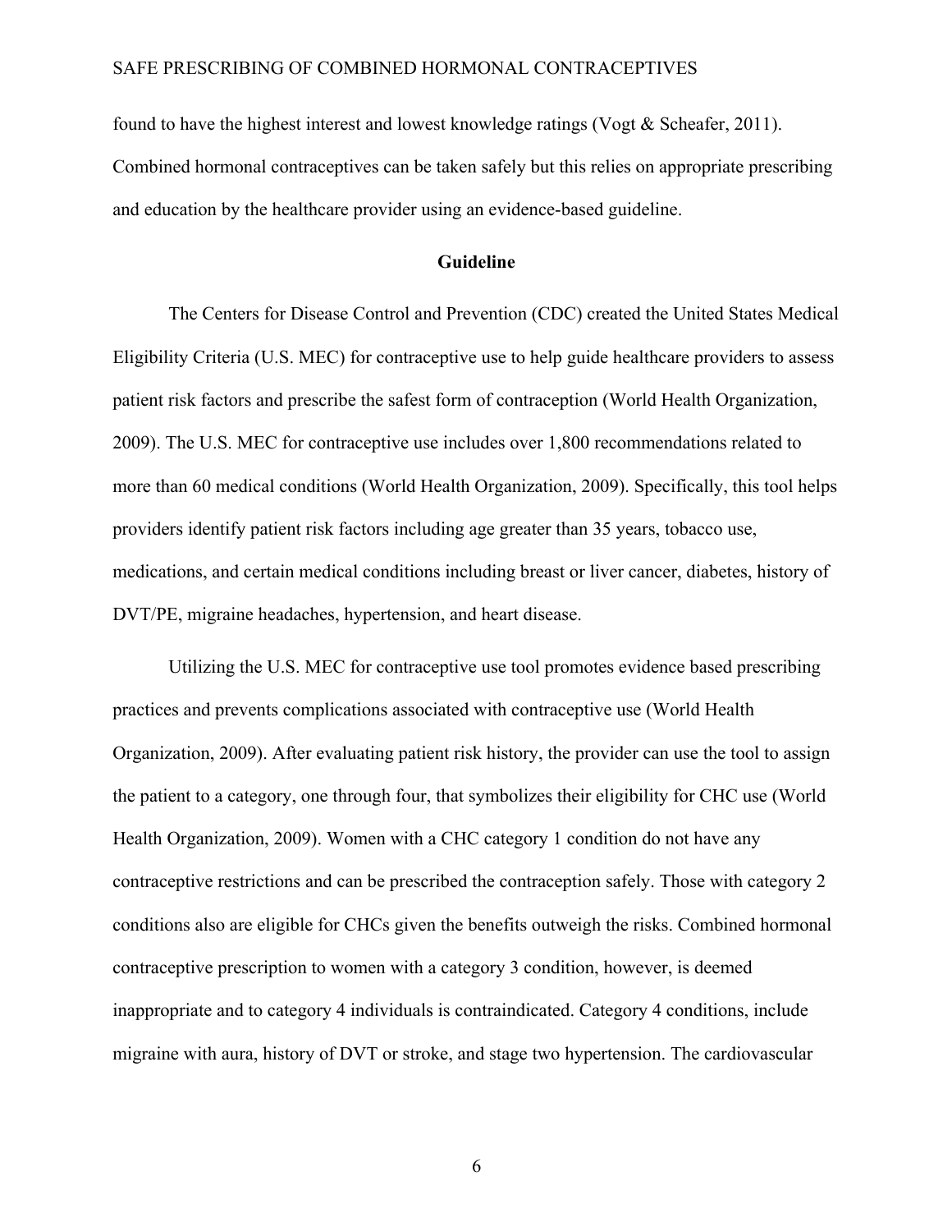found to have the highest interest and lowest knowledge ratings (Vogt & Scheafer, 2011). Combined hormonal contraceptives can be taken safely but this relies on appropriate prescribing and education by the healthcare provider using an evidence-based guideline.

## Guideline

The Centers for Disease Control and Prevention (CDC) created the United States Medical Eligibility Criteria (U.S. MEC) for contraceptive use to help guide healthcare providers to assess patient risk factors and prescribe the safest form of contraception (World Health Organization, 2009). The U.S. MEC for contraceptive use includes over 1,800 recommendations related to more than 60 medical conditions (World Health Organization, 2009). Specifically, this tool helps providers identify patient risk factors including age greater than 35 years, tobacco use, medications, and certain medical conditions including breast or liver cancer, diabetes, history of DVT/PE, migraine headaches, hypertension, and heart disease.

Utilizing the U.S. MEC for contraceptive use tool promotes evidence based prescribing practices and prevents complications associated with contraceptive use (World Health Organization, 2009). After evaluating patient risk history, the provider can use the tool to assign the patient to a category, one through four, that symbolizes their eligibility for CHC use (World Health Organization, 2009). Women with a CHC category 1 condition do not have any contraceptive restrictions and can be prescribed the contraception safely. Those with category 2 conditions also are eligible for CHCs given the benefits outweigh the risks. Combined hormonal contraceptive prescription to women with a category 3 condition, however, is deemed inappropriate and to category 4 individuals is contraindicated. Category 4 conditions, include migraine with aura, history of DVT or stroke, and stage two hypertension. The cardiovascular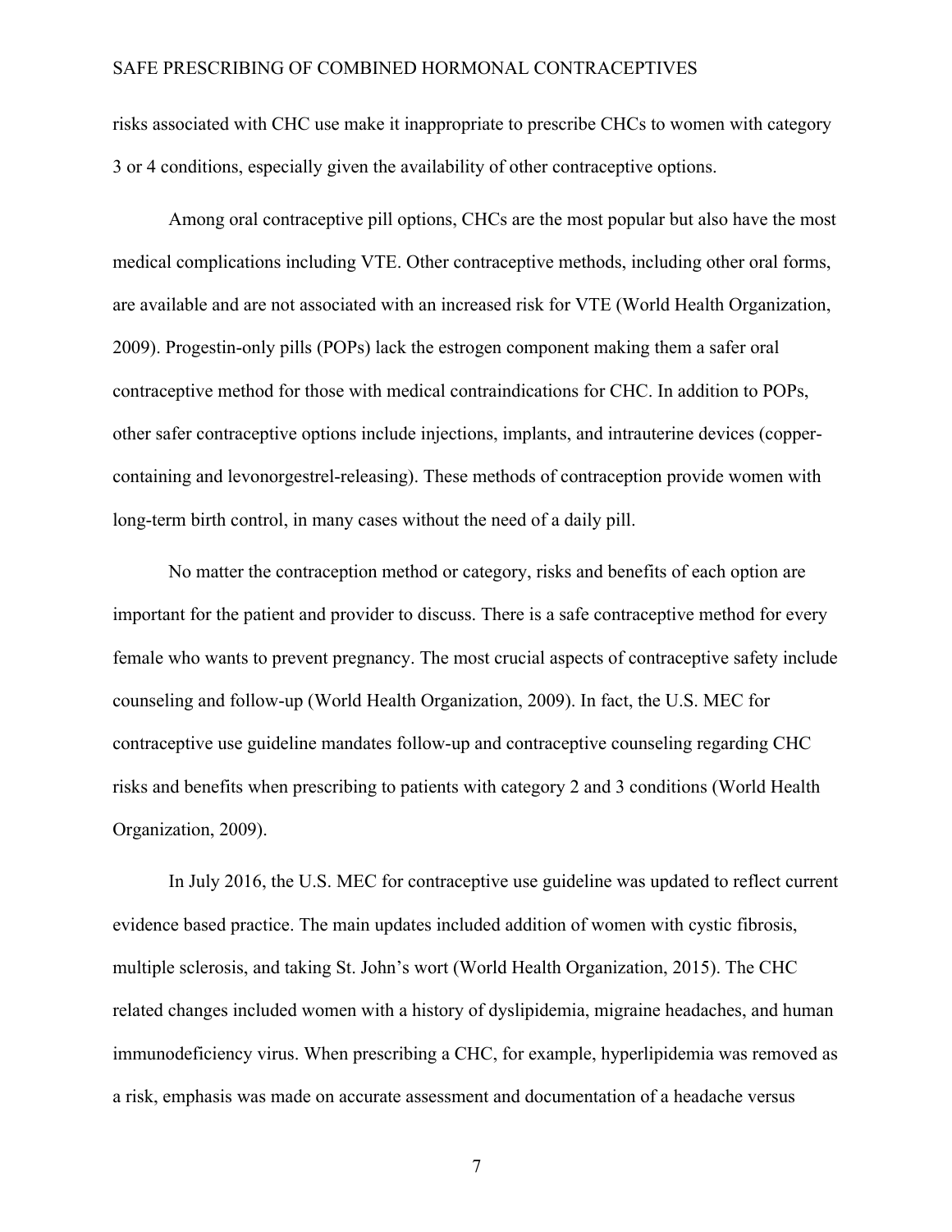risks associated with CHC use make it inappropriate to prescribe CHCs to women with category 3 or 4 conditions, especially given the availability of other contraceptive options.

Among oral contraceptive pill options, CHCs are the most popular but also have the most medical complications including VTE. Other contraceptive methods, including other oral forms, are available and are not associated with an increased risk for VTE (World Health Organization, 2009). Progestin-only pills (POPs) lack the estrogen component making them a safer oral contraceptive method for those with medical contraindications for CHC. In addition to POPs, other safer contraceptive options include injections, implants, and intrauterine devices (copper-containing and levonorgestrel-releasing). These methods of contraception provide women with long-term birth control, in many cases without the need of a daily pill.

No matter the contraception method or category, risks and benefits of each option are important for the patient and provider to discuss. There is a safe contraceptive method for every female who wants to prevent pregnancy. The most crucial aspects of contraceptive safety include counseling and follow-up (World Health Organization, 2009). In fact, the U.S. MEC for contraceptive use guideline mandates follow-up and contraceptive counseling regarding CHC risks and benefits when prescribing to patients with category 2 and 3 conditions (World Health Organization, 2009).

In July 2016, the U.S. MEC for contraceptive use guideline was updated to reflect current evidence based practice. The main updates included addition of women with cystic fibrosis, multiple sclerosis, and taking St. John's wort (World Health Organization, 2015). The CHC related changes included women with a history of dyslipidemia, migraine headaches, and human immunodeficiency virus. When prescribing a CHC, for example, hyperlipidemia was removed as a risk, emphasis was made on accurate assessment and documentation of a headache versus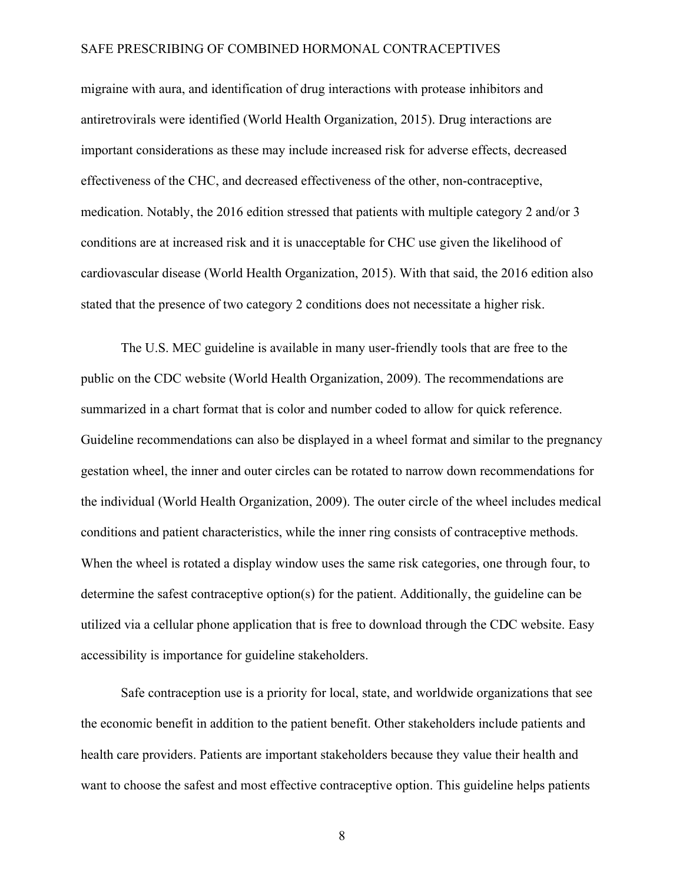migraine with aura, and identification of drug interactions with protease inhibitors and antiretrovirals were identified (World Health Organization, 2015). Drug interactions are important considerations as these may include increased risk for adverse effects, decreased effectiveness of the CHC, and decreased effectiveness of the other, non-contraceptive, medication. Notably, the 2016 edition stressed that patients with multiple category 2 and/or 3 conditions are at increased risk and it is unacceptable for CHC use given the likelihood of cardiovascular disease (World Health Organization, 2015). With that said, the 2016 edition also stated that the presence of two category 2 conditions does not necessitate a higher risk.

The U.S. MEC guideline is available in many user-friendly tools that are free to the public on the CDC website (World Health Organization, 2009). The recommendations are summarized in a chart format that is color and number coded to allow for quick reference. Guideline recommendations can also be displayed in a wheel format and similar to the pregnancy gestation wheel, the inner and outer circles can be rotated to narrow down recommendations for the individual (World Health Organization, 2009). The outer circle of the wheel includes medical conditions and patient characteristics, while the inner ring consists of contraceptive methods. When the wheel is rotated a display window uses the same risk categories, one through four, to determine the safest contraceptive option(s) for the patient. Additionally, the guideline can be utilized via a cellular phone application that is free to download through the CDC website. Easy accessibility is importance for guideline stakeholders.

Safe contraception use is a priority for local, state, and worldwide organizations that see the economic benefit in addition to the patient benefit. Other stakeholders include patients and health care providers. Patients are important stakeholders because they value their health and want to choose the safest and most effective contraceptive option. This guideline helps patients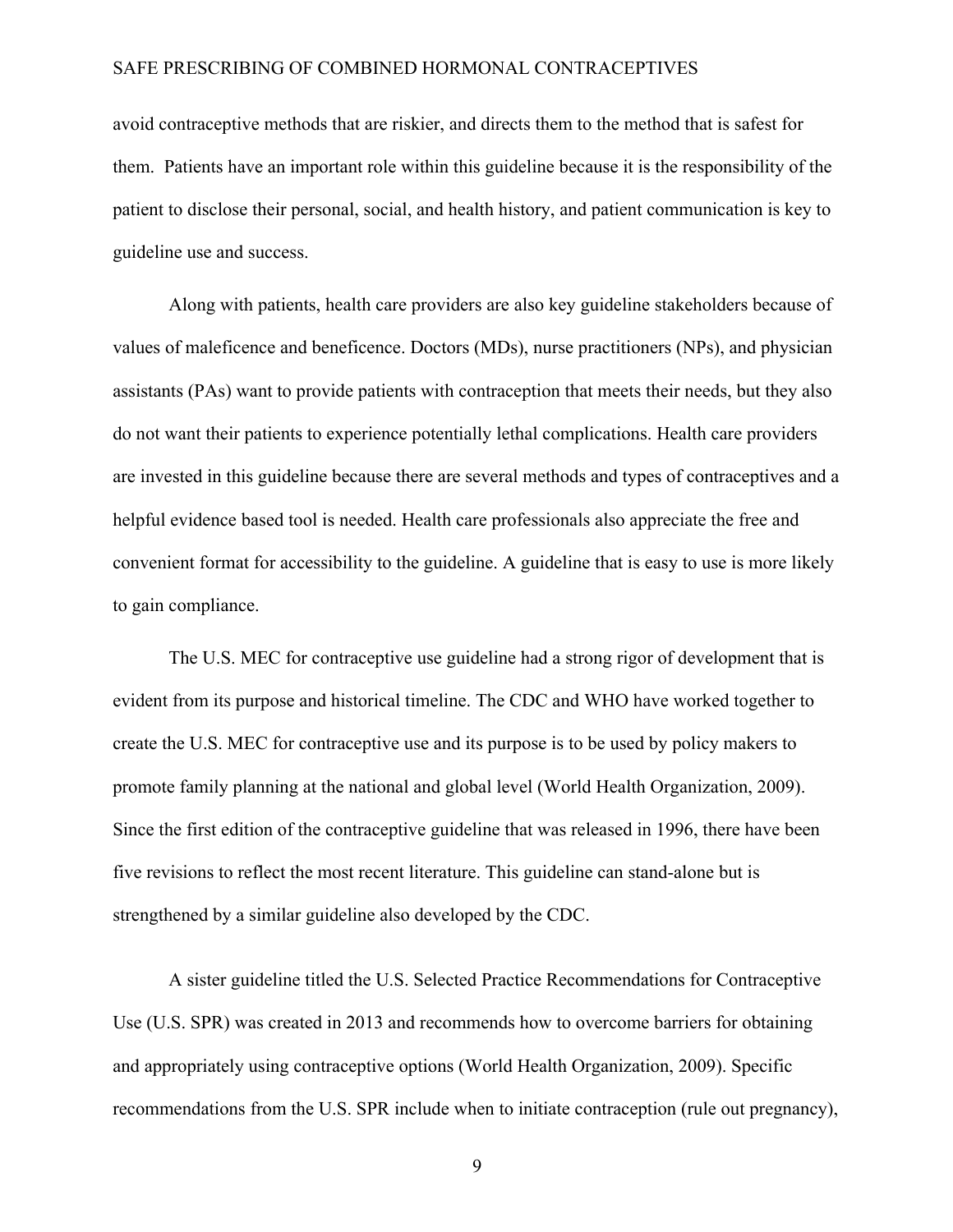avoid contraceptive methods that are riskier, and directs them to the method that is safest for them. Patients have an important role within this guideline because it is the responsibility of the patient to disclose their personal, social, and health history, and patient communication is key to guideline use and success.

Along with patients, health care providers are also key guideline stakeholders because of values of maleficence and beneficence. Doctors (MDs), nurse practitioners (NPs), and physician assistants (PAs) want to provide patients with contraception that meets their needs, but they also do not want their patients to experience potentially lethal complications. Health care providers are invested in this guideline because there are several methods and types of contraceptives and a helpful evidence based tool is needed. Health care professionals also appreciate the free and convenient format for accessibility to the guideline. A guideline that is easy to use is more likely to gain compliance.

The U.S. MEC for contraceptive use guideline had a strong rigor of development that is evident from its purpose and historical timeline. The CDC and WHO have worked together to create the U.S. MEC for contraceptive use and its purpose is to be used by policy makers to promote family planning at the national and global level (World Health Organization, 2009). Since the first edition of the contraceptive guideline that was released in 1996, there have been five revisions to reflect the most recent literature. This guideline can stand-alone but is strengthened by a similar guideline also developed by the CDC.

A sister guideline titled the U.S. Selected Practice Recommendations for Contraceptive Use (U.S. SPR) was created in 2013 and recommends how to overcome barriers for obtaining and appropriately using contraceptive options (World Health Organization, 2009). Specific recommendations from the U.S. SPR include when to initiate contraception (rule out pregnancy),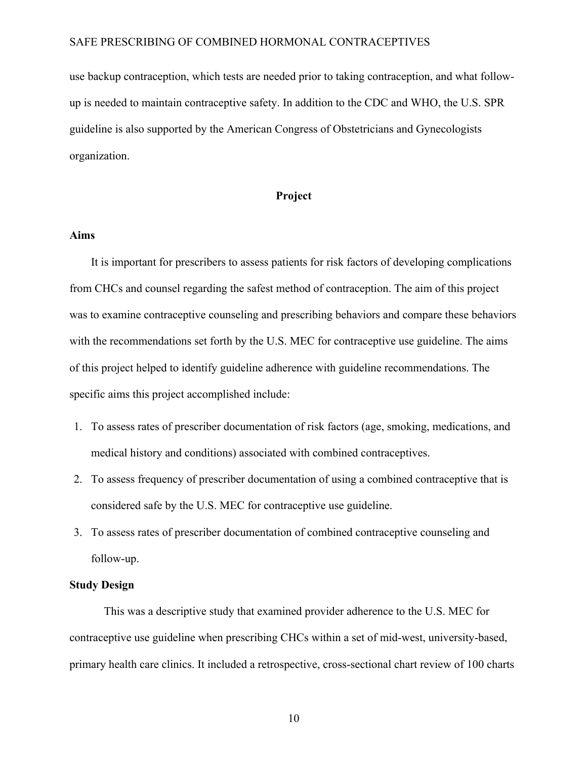use backup contraception, which tests are needed prior to taking contraception, and what follow-up is needed to maintain contraceptive safety. In addition to the CDC and WHO, the U.S. SPR guideline is also supported by the American Congress of Obstetricians and Gynecologists organization.

## Project

### Aims

It is important for prescribers to assess patients for risk factors of developing complications from CHCs and counsel regarding the safest method of contraception. The aim of this project was to examine contraceptive counseling and prescribing behaviors and compare these behaviors with the recommendations set forth by the U.S. MEC for contraceptive use guideline. The aims of this project helped to identify guideline adherence with guideline recommendations. The specific aims this project accomplished include:

1. To assess rates of prescriber documentation of risk factors (age, smoking, medications, and medical history and conditions) associated with combined contraceptives.
2. To assess frequency of prescriber documentation of using a combined contraceptive that is considered safe by the U.S. MEC for contraceptive use guideline.
3. To assess rates of prescriber documentation of combined contraceptive counseling and follow-up.

### Study Design

This was a descriptive study that examined provider adherence to the U.S. MEC for contraceptive use guideline when prescribing CHCs within a set of mid-west, university-based, primary health care clinics. It included a retrospective, cross-sectional chart review of 100 charts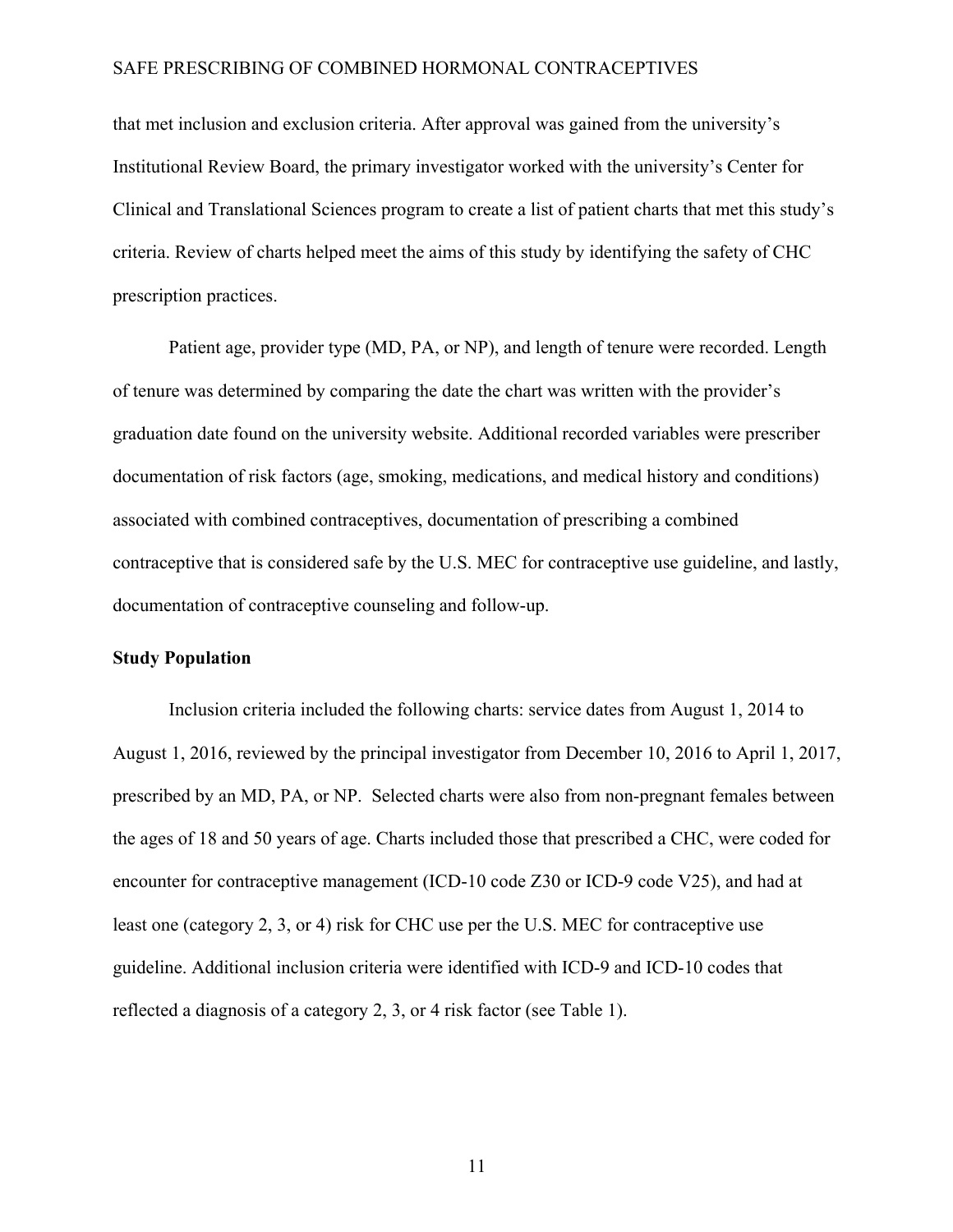that met inclusion and exclusion criteria. After approval was gained from the university's Institutional Review Board, the primary investigator worked with the university's Center for Clinical and Translational Sciences program to create a list of patient charts that met this study's criteria. Review of charts helped meet the aims of this study by identifying the safety of CHC prescription practices.

Patient age, provider type (MD, PA, or NP), and length of tenure were recorded. Length of tenure was determined by comparing the date the chart was written with the provider's graduation date found on the university website. Additional recorded variables were prescriber documentation of risk factors (age, smoking, medications, and medical history and conditions) associated with combined contraceptives, documentation of prescribing a combined contraceptive that is considered safe by the U.S. MEC for contraceptive use guideline, and lastly, documentation of contraceptive counseling and follow-up.

**Study Population**

Inclusion criteria included the following charts: service dates from August 1, 2014 to August 1, 2016, reviewed by the principal investigator from December 10, 2016 to April 1, 2017, prescribed by an MD, PA, or NP. Selected charts were also from non-pregnant females between the ages of 18 and 50 years of age. Charts included those that prescribed a CHC, were coded for encounter for contraceptive management (ICD-10 code Z30 or ICD-9 code V25), and had at least one (category 2, 3, or 4) risk for CHC use per the U.S. MEC for contraceptive use guideline. Additional inclusion criteria were identified with ICD-9 and ICD-10 codes that reflected a diagnosis of a category 2, 3, or 4 risk factor (see Table 1).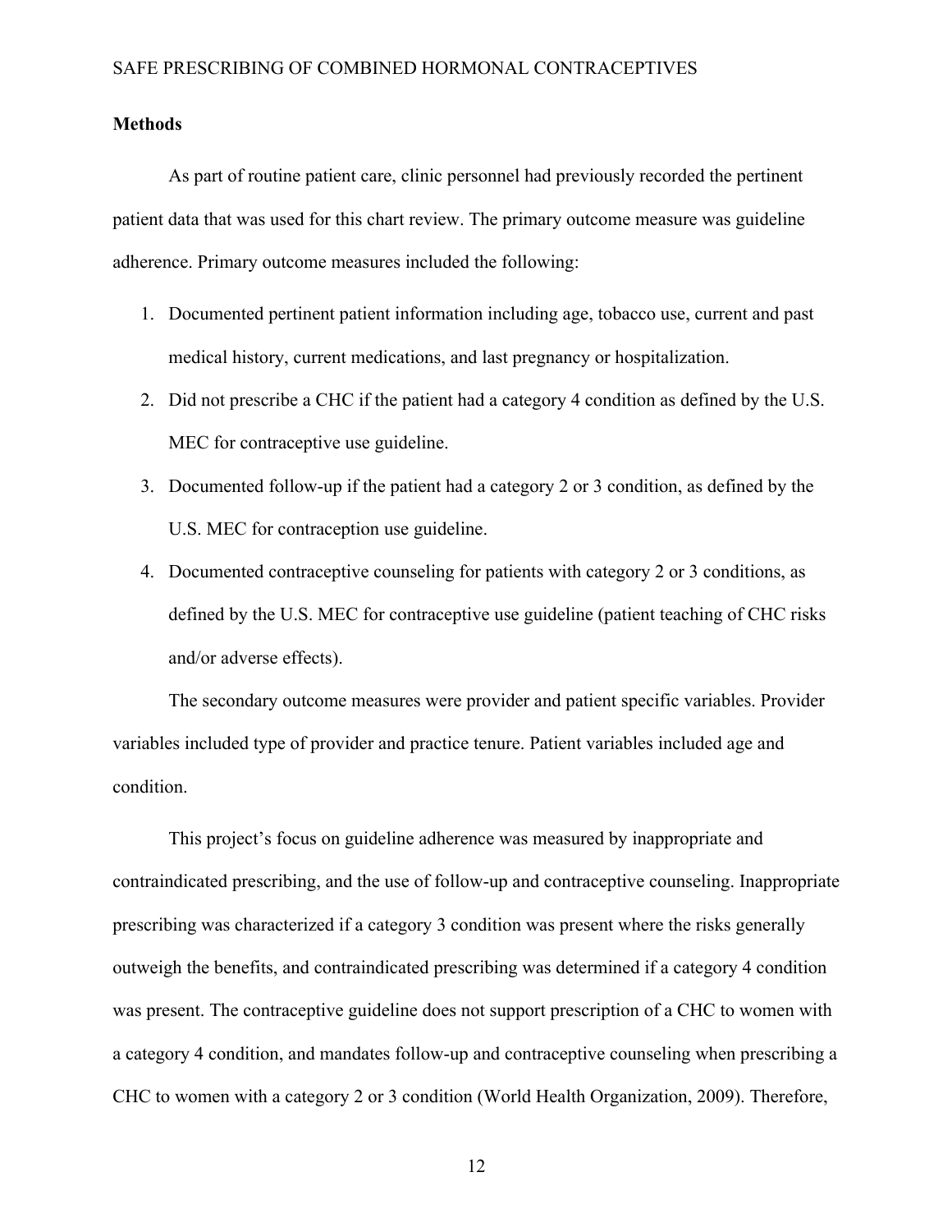## Methods

As part of routine patient care, clinic personnel had previously recorded the pertinent patient data that was used for this chart review. The primary outcome measure was guideline adherence. Primary outcome measures included the following:

1. Documented pertinent patient information including age, tobacco use, current and past medical history, current medications, and last pregnancy or hospitalization.
2. Did not prescribe a CHC if the patient had a category 4 condition as defined by the U.S. MEC for contraceptive use guideline.
3. Documented follow-up if the patient had a category 2 or 3 condition, as defined by the U.S. MEC for contraception use guideline.
4. Documented contraceptive counseling for patients with category 2 or 3 conditions, as defined by the U.S. MEC for contraceptive use guideline (patient teaching of CHC risks and/or adverse effects).

The secondary outcome measures were provider and patient specific variables. Provider variables included type of provider and practice tenure. Patient variables included age and condition.

This project's focus on guideline adherence was measured by inappropriate and contraindicated prescribing, and the use of follow-up and contraceptive counseling. Inappropriate prescribing was characterized if a category 3 condition was present where the risks generally outweigh the benefits, and contraindicated prescribing was determined if a category 4 condition was present. The contraceptive guideline does not support prescription of a CHC to women with a category 4 condition, and mandates follow-up and contraceptive counseling when prescribing a CHC to women with a category 2 or 3 condition (World Health Organization, 2009). Therefore,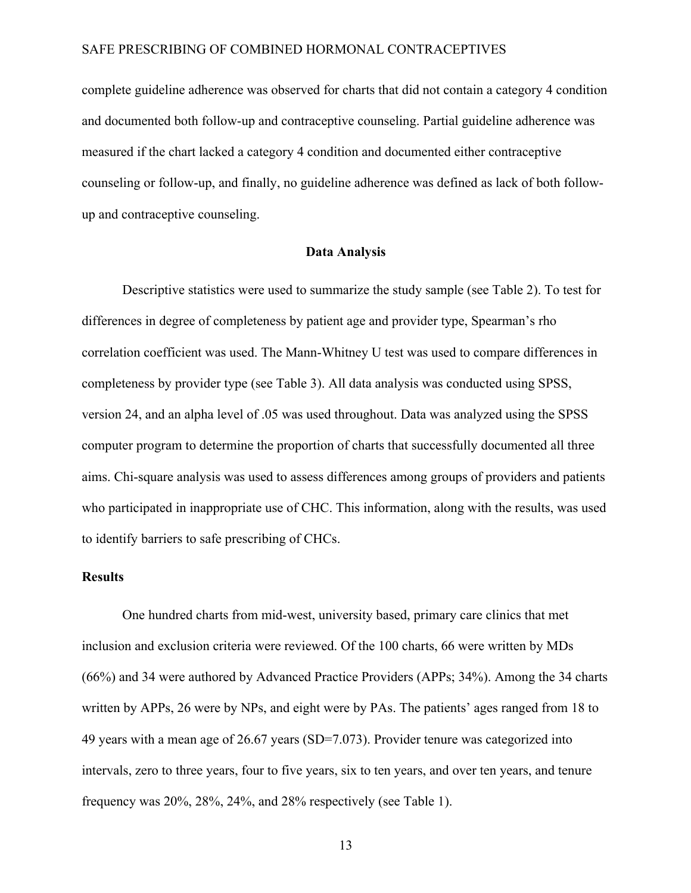complete guideline adherence was observed for charts that did not contain a category 4 condition and documented both follow-up and contraceptive counseling. Partial guideline adherence was measured if the chart lacked a category 4 condition and documented either contraceptive counseling or follow-up, and finally, no guideline adherence was defined as lack of both follow-up and contraceptive counseling.

### Data Analysis

Descriptive statistics were used to summarize the study sample (see Table 2). To test for differences in degree of completeness by patient age and provider type, Spearman's rho correlation coefficient was used. The Mann-Whitney U test was used to compare differences in completeness by provider type (see Table 3). All data analysis was conducted using SPSS, version 24, and an alpha level of .05 was used throughout. Data was analyzed using the SPSS computer program to determine the proportion of charts that successfully documented all three aims. Chi-square analysis was used to assess differences among groups of providers and patients who participated in inappropriate use of CHC. This information, along with the results, was used to identify barriers to safe prescribing of CHCs.

## Results

One hundred charts from mid-west, university based, primary care clinics that met inclusion and exclusion criteria were reviewed. Of the 100 charts, 66 were written by MDs (66%) and 34 were authored by Advanced Practice Providers (APPs; 34%). Among the 34 charts written by APPs, 26 were by NPs, and eight were by PAs. The patients' ages ranged from 18 to 49 years with a mean age of 26.67 years (SD=7.073). Provider tenure was categorized into intervals, zero to three years, four to five years, six to ten years, and over ten years, and tenure frequency was 20%, 28%, 24%, and 28% respectively (see Table 1).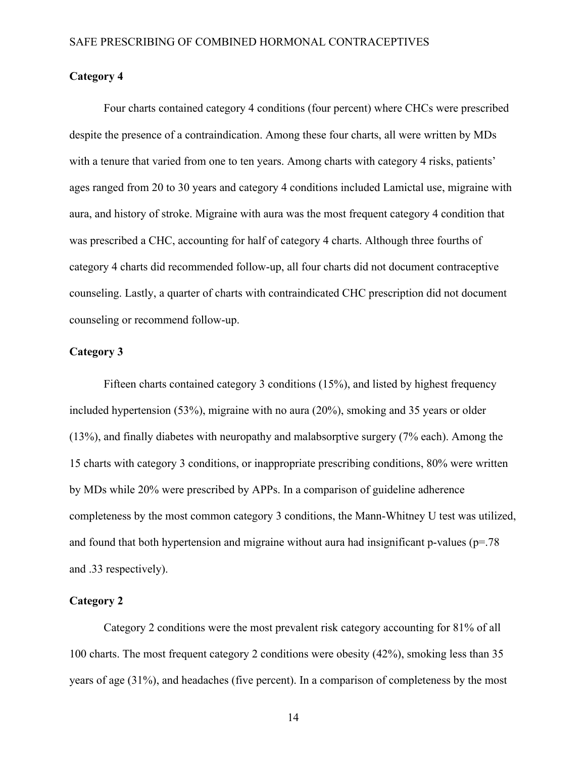**Category 4**

Four charts contained category 4 conditions (four percent) where CHCs were prescribed despite the presence of a contraindication. Among these four charts, all were written by MDs with a tenure that varied from one to ten years. Among charts with category 4 risks, patients' ages ranged from 20 to 30 years and category 4 conditions included Lamictal use, migraine with aura, and history of stroke. Migraine with aura was the most frequent category 4 condition that was prescribed a CHC, accounting for half of category 4 charts. Although three fourths of category 4 charts did recommended follow-up, all four charts did not document contraceptive counseling. Lastly, a quarter of charts with contraindicated CHC prescription did not document counseling or recommend follow-up.

**Category 3**

Fifteen charts contained category 3 conditions (15%), and listed by highest frequency included hypertension (53%), migraine with no aura (20%), smoking and 35 years or older (13%), and finally diabetes with neuropathy and malabsorptive surgery (7% each). Among the 15 charts with category 3 conditions, or inappropriate prescribing conditions, 80% were written by MDs while 20% were prescribed by APPs. In a comparison of guideline adherence completeness by the most common category 3 conditions, the Mann-Whitney U test was utilized, and found that both hypertension and migraine without aura had insignificant p-values ($p$=.78 and .33 respectively).

**Category 2**

Category 2 conditions were the most prevalent risk category accounting for 81% of all 100 charts. The most frequent category 2 conditions were obesity (42%), smoking less than 35 years of age (31%), and headaches (five percent). In a comparison of completeness by the most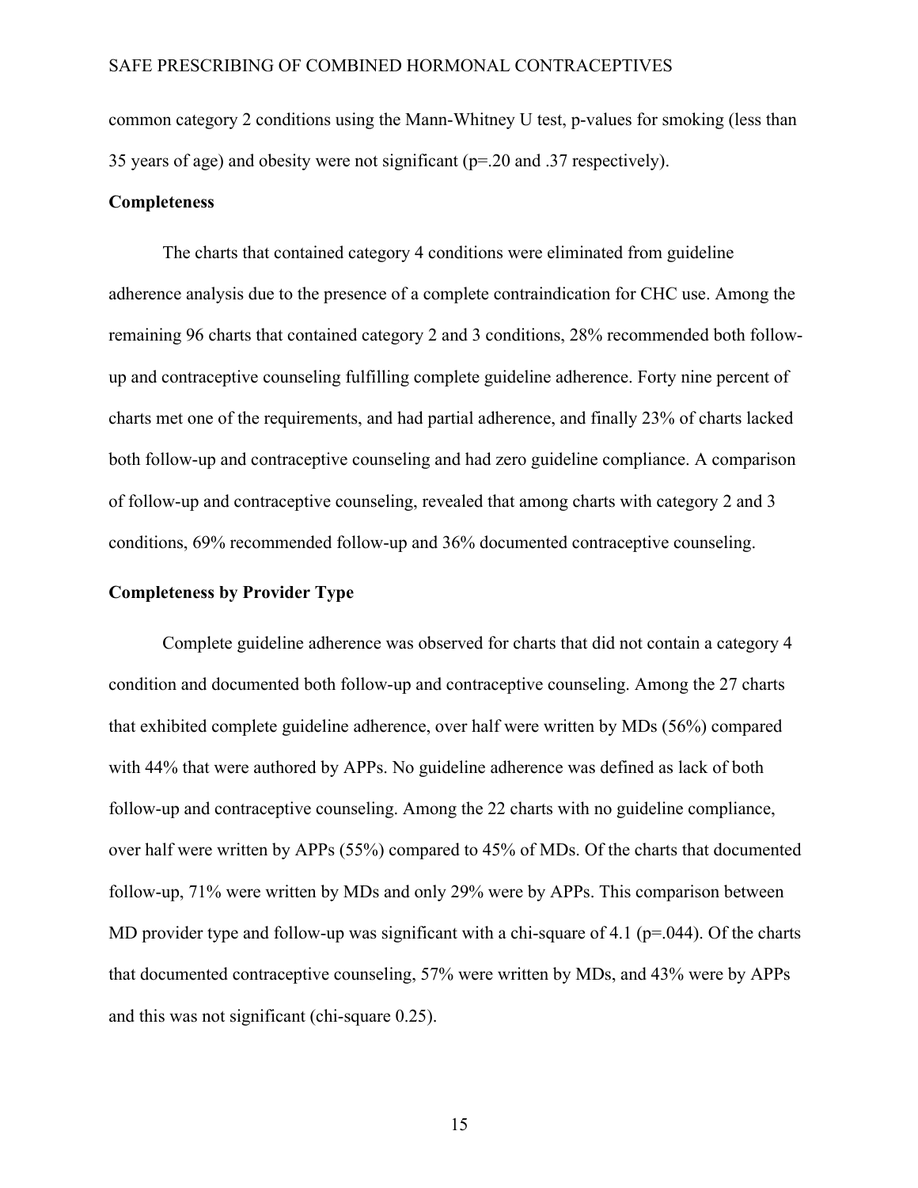common category 2 conditions using the Mann-Whitney U test, p-values for smoking (less than 35 years of age) and obesity were not significant ($p$=.20 and .37 respectively).

### Completeness

The charts that contained category 4 conditions were eliminated from guideline adherence analysis due to the presence of a complete contraindication for CHC use. Among the remaining 96 charts that contained category 2 and 3 conditions, 28% recommended both follow-up and contraceptive counseling fulfilling complete guideline adherence. Forty nine percent of charts met one of the requirements, and had partial adherence, and finally 23% of charts lacked both follow-up and contraceptive counseling and had zero guideline compliance. A comparison of follow-up and contraceptive counseling, revealed that among charts with category 2 and 3 conditions, 69% recommended follow-up and 36% documented contraceptive counseling.

### Completeness by Provider Type

Complete guideline adherence was observed for charts that did not contain a category 4 condition and documented both follow-up and contraceptive counseling. Among the 27 charts that exhibited complete guideline adherence, over half were written by MDs (56%) compared with 44% that were authored by APPs. No guideline adherence was defined as lack of both follow-up and contraceptive counseling. Among the 22 charts with no guideline compliance, over half were written by APPs (55%) compared to 45% of MDs. Of the charts that documented follow-up, 71% were written by MDs and only 29% were by APPs. This comparison between MD provider type and follow-up was significant with a chi-square of 4.1 ($p$=.044). Of the charts that documented contraceptive counseling, 57% were written by MDs, and 43% were by APPs and this was not significant (chi-square 0.25).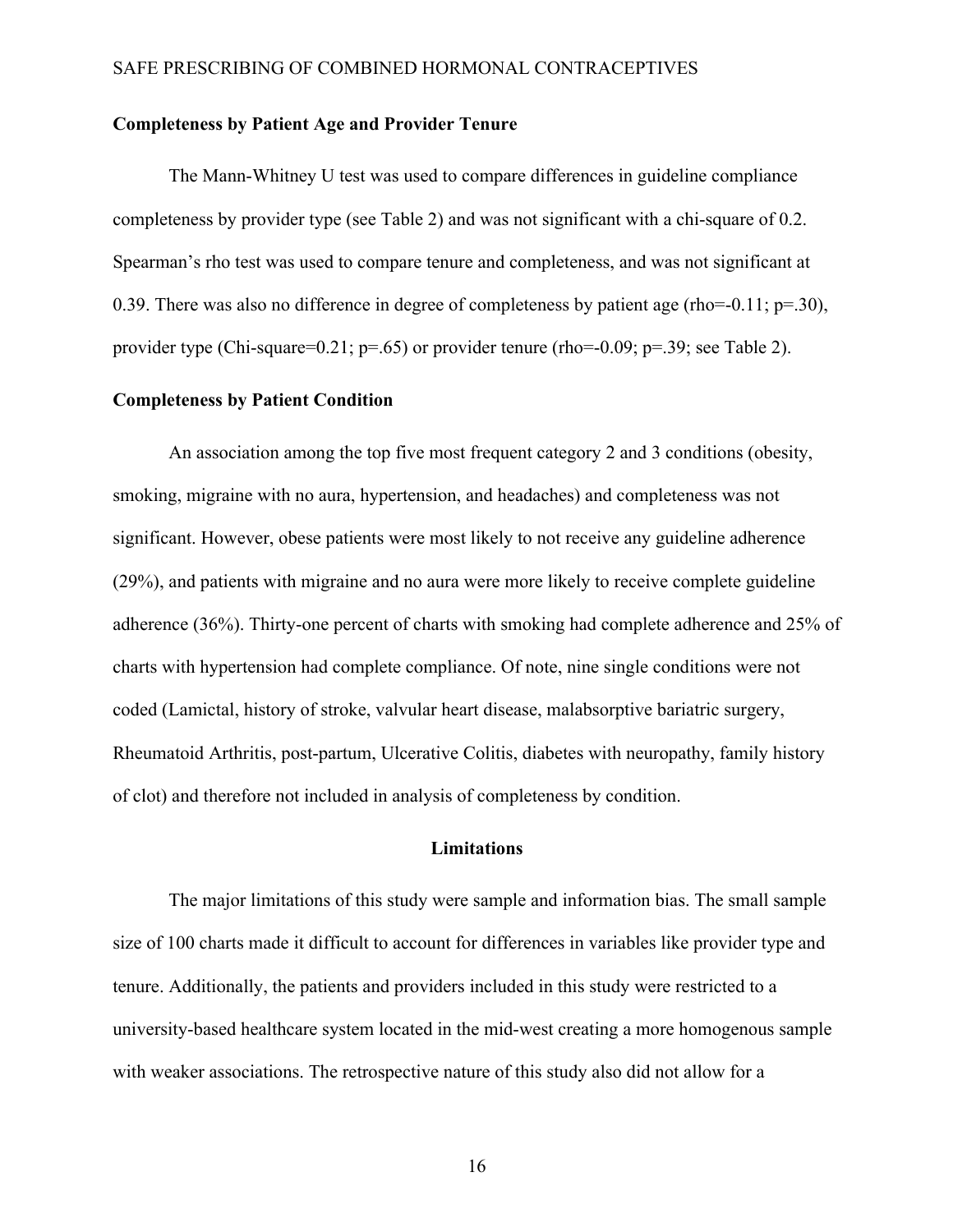### Completeness by Patient Age and Provider Tenure

The Mann-Whitney U test was used to compare differences in guideline compliance completeness by provider type (see Table 2) and was not significant with a chi-square of 0.2. Spearman's rho test was used to compare tenure and completeness, and was not significant at 0.39. There was also no difference in degree of completeness by patient age (rho=-0.11; p=.30), provider type (Chi-square=0.21; p=.65) or provider tenure (rho=-0.09; p=.39; see Table 2).

### Completeness by Patient Condition

An association among the top five most frequent category 2 and 3 conditions (obesity, smoking, migraine with no aura, hypertension, and headaches) and completeness was not significant. However, obese patients were most likely to not receive any guideline adherence (29%), and patients with migraine and no aura were more likely to receive complete guideline adherence (36%). Thirty-one percent of charts with smoking had complete adherence and 25% of charts with hypertension had complete compliance. Of note, nine single conditions were not coded (Lamictal, history of stroke, valvular heart disease, malabsorptive bariatric surgery, Rheumatoid Arthritis, post-partum, Ulcerative Colitis, diabetes with neuropathy, family history of clot) and therefore not included in analysis of completeness by condition.

## Limitations

The major limitations of this study were sample and information bias. The small sample size of 100 charts made it difficult to account for differences in variables like provider type and tenure. Additionally, the patients and providers included in this study were restricted to a university-based healthcare system located in the mid-west creating a more homogenous sample with weaker associations. The retrospective nature of this study also did not allow for a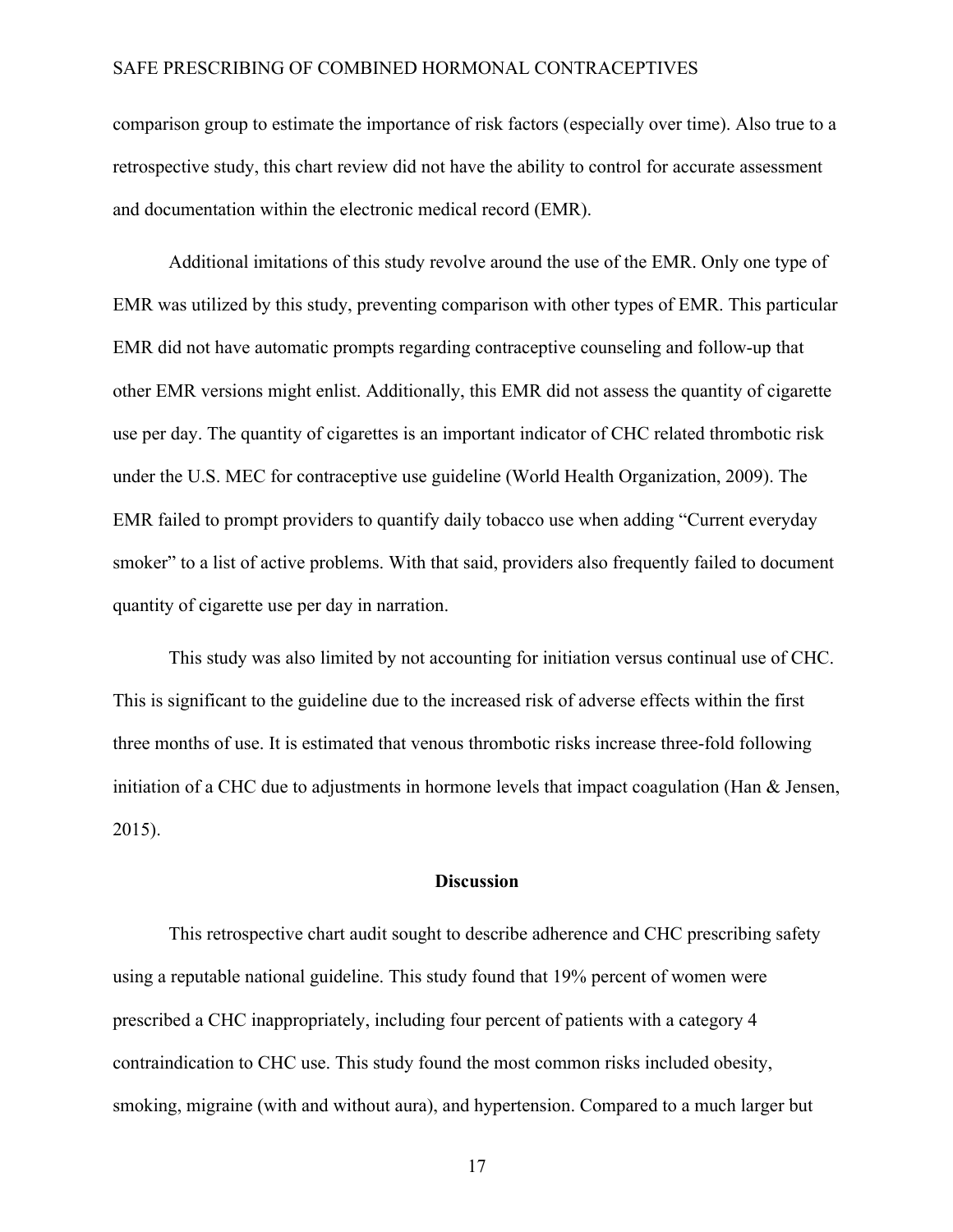comparison group to estimate the importance of risk factors (especially over time). Also true to a retrospective study, this chart review did not have the ability to control for accurate assessment and documentation within the electronic medical record (EMR).

Additional imitations of this study revolve around the use of the EMR. Only one type of EMR was utilized by this study, preventing comparison with other types of EMR. This particular EMR did not have automatic prompts regarding contraceptive counseling and follow-up that other EMR versions might enlist. Additionally, this EMR did not assess the quantity of cigarette use per day. The quantity of cigarettes is an important indicator of CHC related thrombotic risk under the U.S. MEC for contraceptive use guideline (World Health Organization, 2009). The EMR failed to prompt providers to quantify daily tobacco use when adding "Current everyday smoker" to a list of active problems. With that said, providers also frequently failed to document quantity of cigarette use per day in narration.

This study was also limited by not accounting for initiation versus continual use of CHC. This is significant to the guideline due to the increased risk of adverse effects within the first three months of use. It is estimated that venous thrombotic risks increase three-fold following initiation of a CHC due to adjustments in hormone levels that impact coagulation (Han & Jensen, 2015).

## Discussion

This retrospective chart audit sought to describe adherence and CHC prescribing safety using a reputable national guideline. This study found that 19% percent of women were prescribed a CHC inappropriately, including four percent of patients with a category 4 contraindication to CHC use. This study found the most common risks included obesity, smoking, migraine (with and without aura), and hypertension. Compared to a much larger but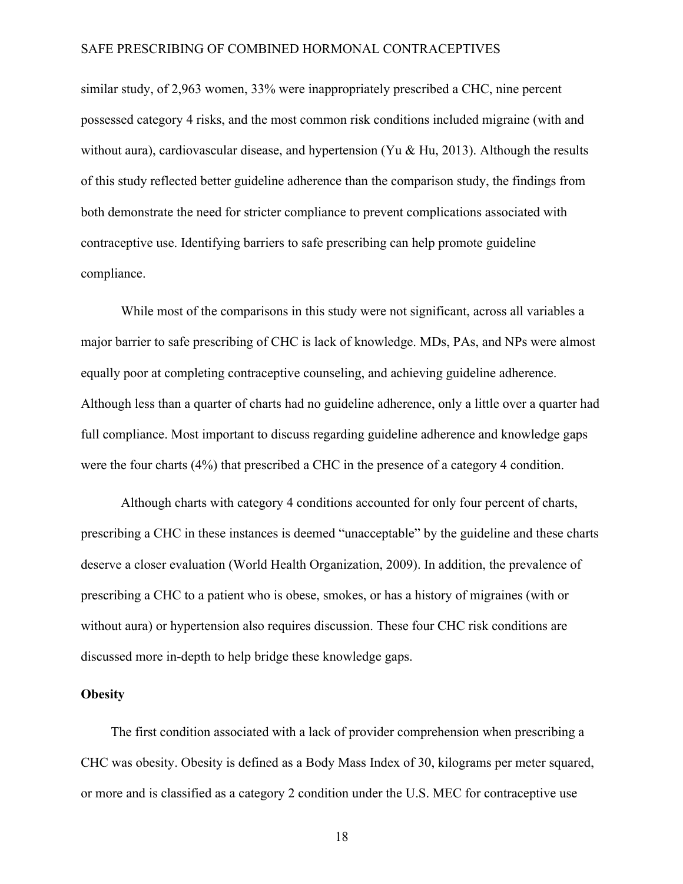similar study, of 2,963 women, 33% were inappropriately prescribed a CHC, nine percent possessed category 4 risks, and the most common risk conditions included migraine (with and without aura), cardiovascular disease, and hypertension (Yu & Hu, 2013). Although the results of this study reflected better guideline adherence than the comparison study, the findings from both demonstrate the need for stricter compliance to prevent complications associated with contraceptive use. Identifying barriers to safe prescribing can help promote guideline compliance.

While most of the comparisons in this study were not significant, across all variables a major barrier to safe prescribing of CHC is lack of knowledge. MDs, PAs, and NPs were almost equally poor at completing contraceptive counseling, and achieving guideline adherence. Although less than a quarter of charts had no guideline adherence, only a little over a quarter had full compliance. Most important to discuss regarding guideline adherence and knowledge gaps were the four charts (4%) that prescribed a CHC in the presence of a category 4 condition.

Although charts with category 4 conditions accounted for only four percent of charts, prescribing a CHC in these instances is deemed "unacceptable" by the guideline and these charts deserve a closer evaluation (World Health Organization, 2009). In addition, the prevalence of prescribing a CHC to a patient who is obese, smokes, or has a history of migraines (with or without aura) or hypertension also requires discussion. These four CHC risk conditions are discussed more in-depth to help bridge these knowledge gaps.

**Obesity**

The first condition associated with a lack of provider comprehension when prescribing a CHC was obesity. Obesity is defined as a Body Mass Index of 30, kilograms per meter squared, or more and is classified as a category 2 condition under the U.S. MEC for contraceptive use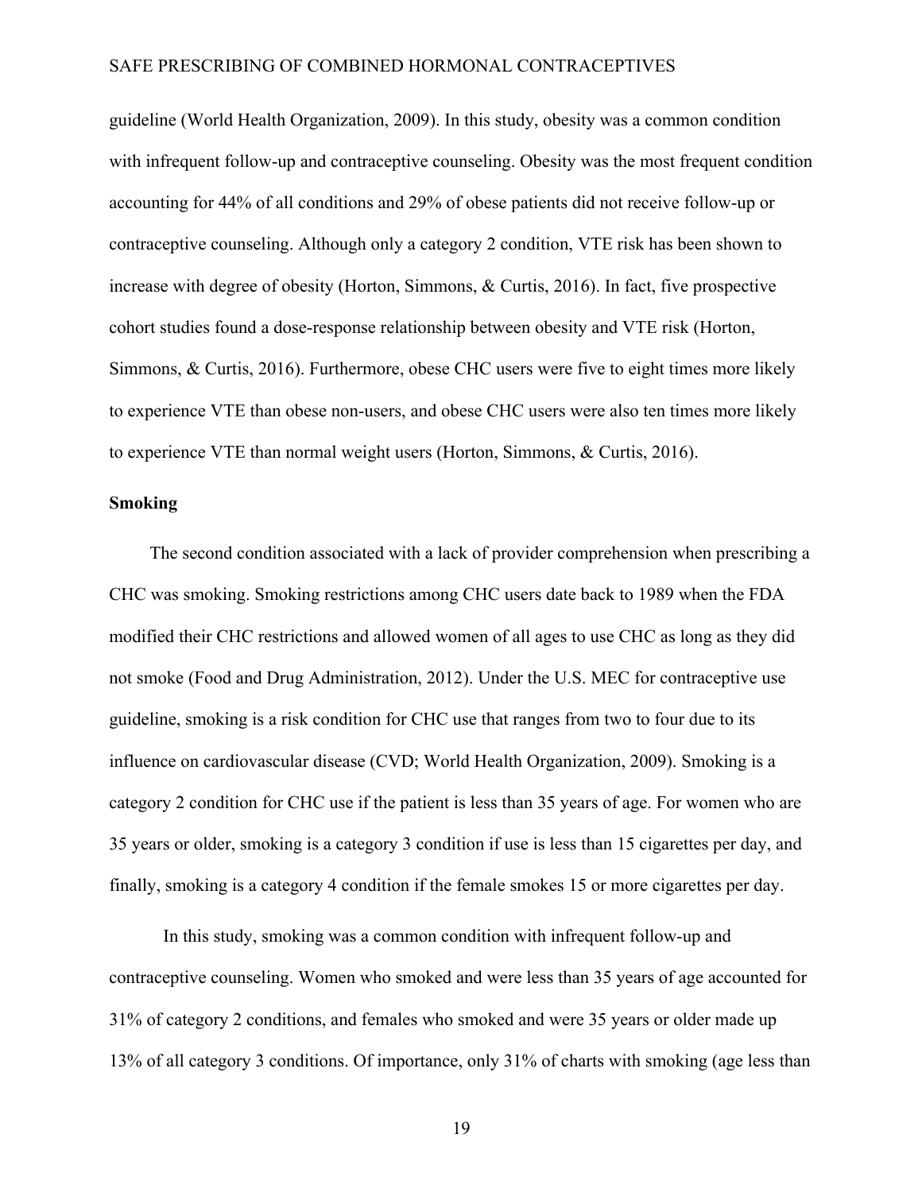guideline (World Health Organization, 2009). In this study, obesity was a common condition with infrequent follow-up and contraceptive counseling. Obesity was the most frequent condition accounting for 44% of all conditions and 29% of obese patients did not receive follow-up or contraceptive counseling. Although only a category 2 condition, VTE risk has been shown to increase with degree of obesity (Horton, Simmons, & Curtis, 2016). In fact, five prospective cohort studies found a dose-response relationship between obesity and VTE risk (Horton, Simmons, & Curtis, 2016). Furthermore, obese CHC users were five to eight times more likely to experience VTE than obese non-users, and obese CHC users were also ten times more likely to experience VTE than normal weight users (Horton, Simmons, & Curtis, 2016).

**Smoking**

The second condition associated with a lack of provider comprehension when prescribing a CHC was smoking. Smoking restrictions among CHC users date back to 1989 when the FDA modified their CHC restrictions and allowed women of all ages to use CHC as long as they did not smoke (Food and Drug Administration, 2012). Under the U.S. MEC for contraceptive use guideline, smoking is a risk condition for CHC use that ranges from two to four due to its influence on cardiovascular disease (CVD; World Health Organization, 2009). Smoking is a category 2 condition for CHC use if the patient is less than 35 years of age. For women who are 35 years or older, smoking is a category 3 condition if use is less than 15 cigarettes per day, and finally, smoking is a category 4 condition if the female smokes 15 or more cigarettes per day.

In this study, smoking was a common condition with infrequent follow-up and contraceptive counseling. Women who smoked and were less than 35 years of age accounted for 31% of category 2 conditions, and females who smoked and were 35 years or older made up 13% of all category 3 conditions. Of importance, only 31% of charts with smoking (age less than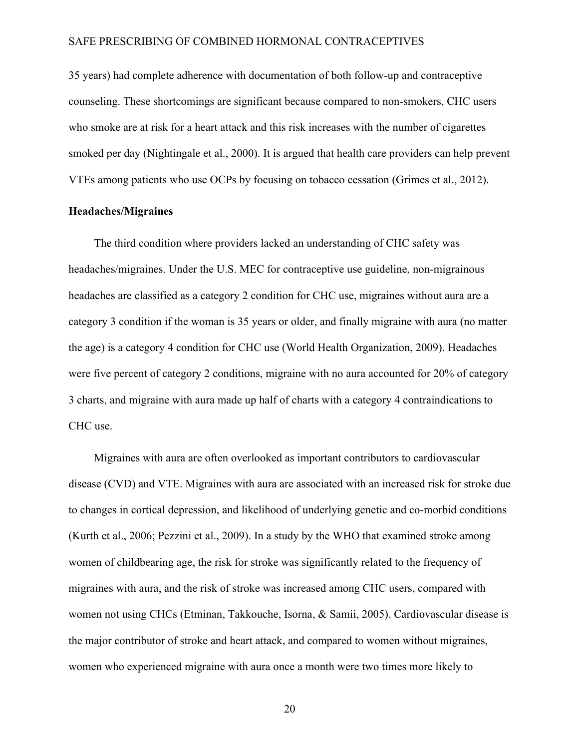35 years) had complete adherence with documentation of both follow-up and contraceptive counseling. These shortcomings are significant because compared to non-smokers, CHC users who smoke are at risk for a heart attack and this risk increases with the number of cigarettes smoked per day (Nightingale et al., 2000). It is argued that health care providers can help prevent VTEs among patients who use OCPs by focusing on tobacco cessation (Grimes et al., 2012).

### Headaches/Migraines

The third condition where providers lacked an understanding of CHC safety was headaches/migraines. Under the U.S. MEC for contraceptive use guideline, non-migrainous headaches are classified as a category 2 condition for CHC use, migraines without aura are a category 3 condition if the woman is 35 years or older, and finally migraine with aura (no matter the age) is a category 4 condition for CHC use (World Health Organization, 2009). Headaches were five percent of category 2 conditions, migraine with no aura accounted for 20% of category 3 charts, and migraine with aura made up half of charts with a category 4 contraindications to CHC use.

Migraines with aura are often overlooked as important contributors to cardiovascular disease (CVD) and VTE. Migraines with aura are associated with an increased risk for stroke due to changes in cortical depression, and likelihood of underlying genetic and co-morbid conditions (Kurth et al., 2006; Pezzini et al., 2009). In a study by the WHO that examined stroke among women of childbearing age, the risk for stroke was significantly related to the frequency of migraines with aura, and the risk of stroke was increased among CHC users, compared with women not using CHCs (Etminan, Takkouche, Isorna, & Samii, 2005). Cardiovascular disease is the major contributor of stroke and heart attack, and compared to women without migraines, women who experienced migraine with aura once a month were two times more likely to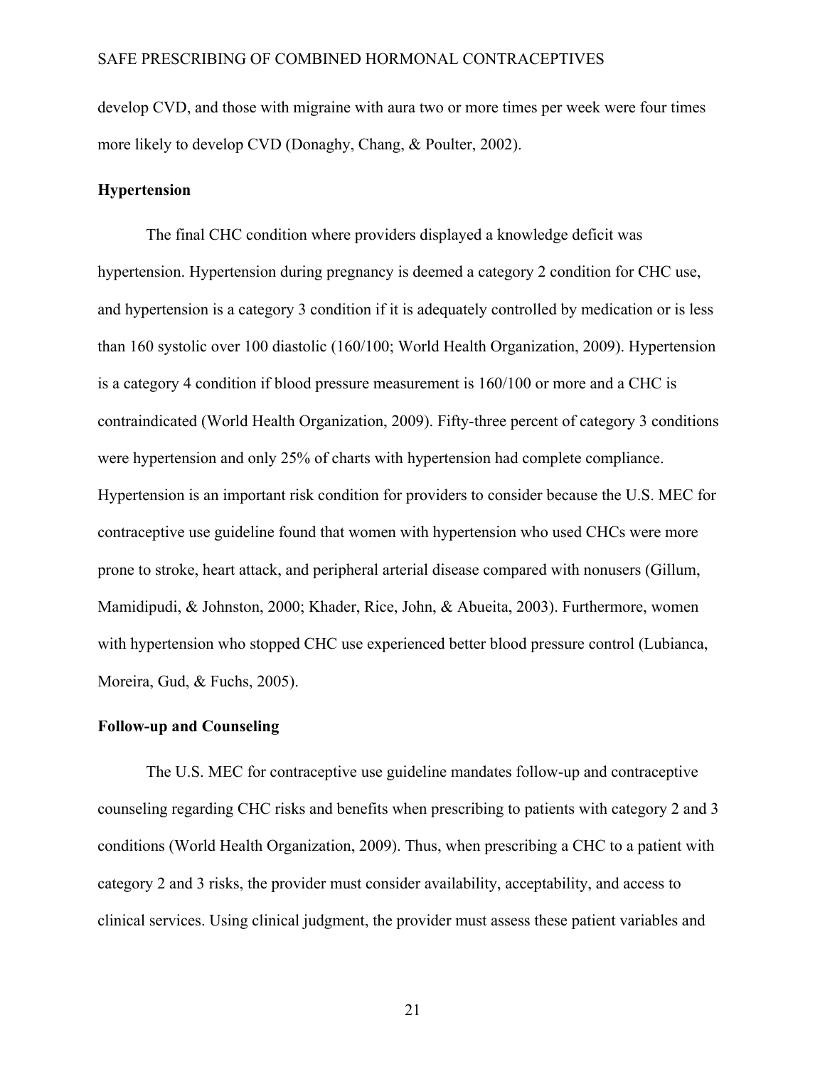develop CVD, and those with migraine with aura two or more times per week were four times more likely to develop CVD (Donaghy, Chang, & Poulter, 2002).

## Hypertension

The final CHC condition where providers displayed a knowledge deficit was hypertension. Hypertension during pregnancy is deemed a category 2 condition for CHC use, and hypertension is a category 3 condition if it is adequately controlled by medication or is less than 160 systolic over 100 diastolic (160/100; World Health Organization, 2009). Hypertension is a category 4 condition if blood pressure measurement is 160/100 or more and a CHC is contraindicated (World Health Organization, 2009). Fifty-three percent of category 3 conditions were hypertension and only 25% of charts with hypertension had complete compliance. Hypertension is an important risk condition for providers to consider because the U.S. MEC for contraceptive use guideline found that women with hypertension who used CHCs were more prone to stroke, heart attack, and peripheral arterial disease compared with nonusers (Gillum, Mamidipudi, & Johnston, 2000; Khader, Rice, John, & Abueita, 2003). Furthermore, women with hypertension who stopped CHC use experienced better blood pressure control (Lubianca, Moreira, Gud, & Fuchs, 2005).

## Follow-up and Counseling

The U.S. MEC for contraceptive use guideline mandates follow-up and contraceptive counseling regarding CHC risks and benefits when prescribing to patients with category 2 and 3 conditions (World Health Organization, 2009). Thus, when prescribing a CHC to a patient with category 2 and 3 risks, the provider must consider availability, acceptability, and access to clinical services. Using clinical judgment, the provider must assess these patient variables and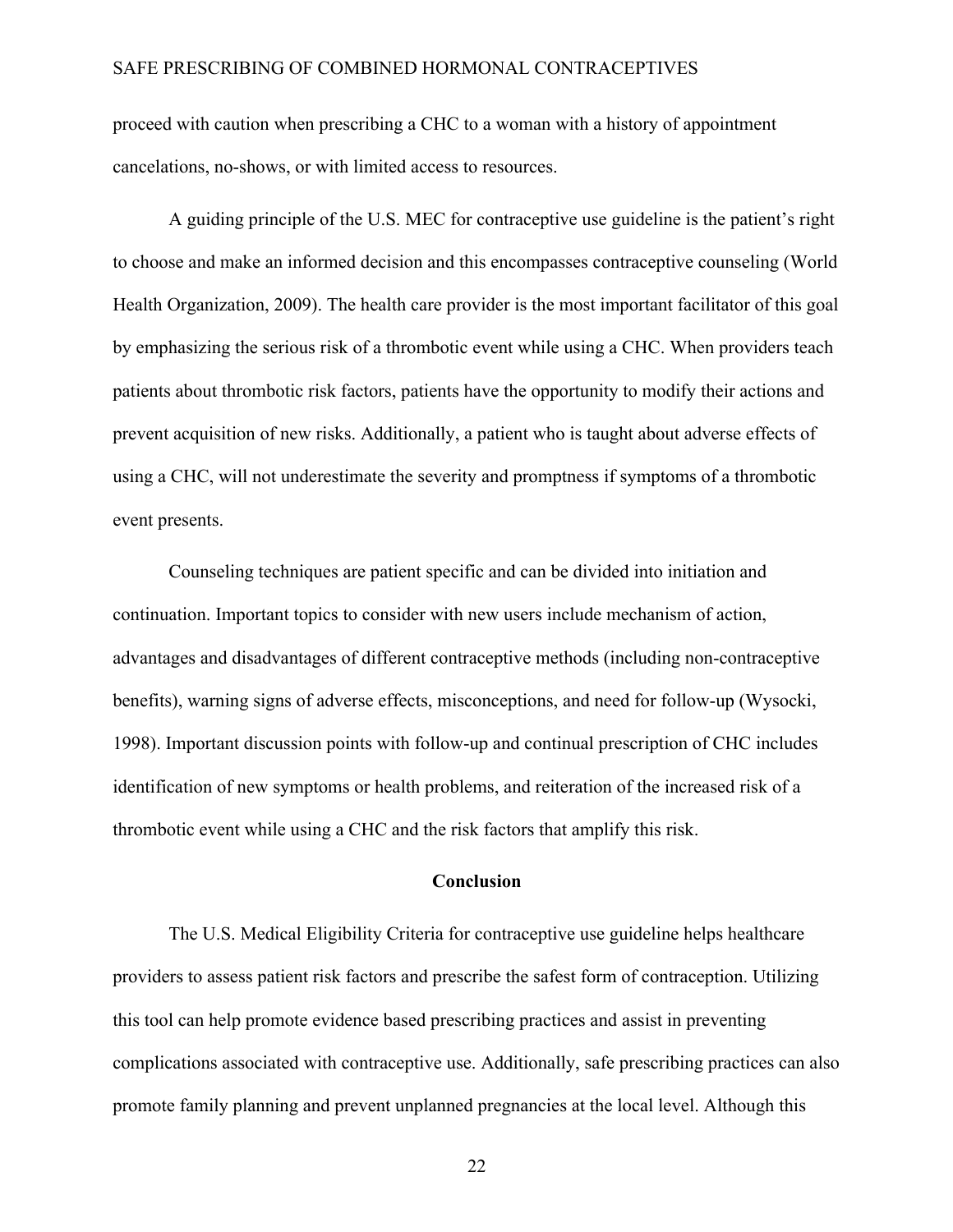proceed with caution when prescribing a CHC to a woman with a history of appointment cancelations, no-shows, or with limited access to resources.

A guiding principle of the U.S. MEC for contraceptive use guideline is the patient's right to choose and make an informed decision and this encompasses contraceptive counseling (World Health Organization, 2009). The health care provider is the most important facilitator of this goal by emphasizing the serious risk of a thrombotic event while using a CHC. When providers teach patients about thrombotic risk factors, patients have the opportunity to modify their actions and prevent acquisition of new risks. Additionally, a patient who is taught about adverse effects of using a CHC, will not underestimate the severity and promptness if symptoms of a thrombotic event presents.

Counseling techniques are patient specific and can be divided into initiation and continuation. Important topics to consider with new users include mechanism of action, advantages and disadvantages of different contraceptive methods (including non-contraceptive benefits), warning signs of adverse effects, misconceptions, and need for follow-up (Wysocki, 1998). Important discussion points with follow-up and continual prescription of CHC includes identification of new symptoms or health problems, and reiteration of the increased risk of a thrombotic event while using a CHC and the risk factors that amplify this risk.

## Conclusion

The U.S. Medical Eligibility Criteria for contraceptive use guideline helps healthcare providers to assess patient risk factors and prescribe the safest form of contraception. Utilizing this tool can help promote evidence based prescribing practices and assist in preventing complications associated with contraceptive use. Additionally, safe prescribing practices can also promote family planning and prevent unplanned pregnancies at the local level. Although this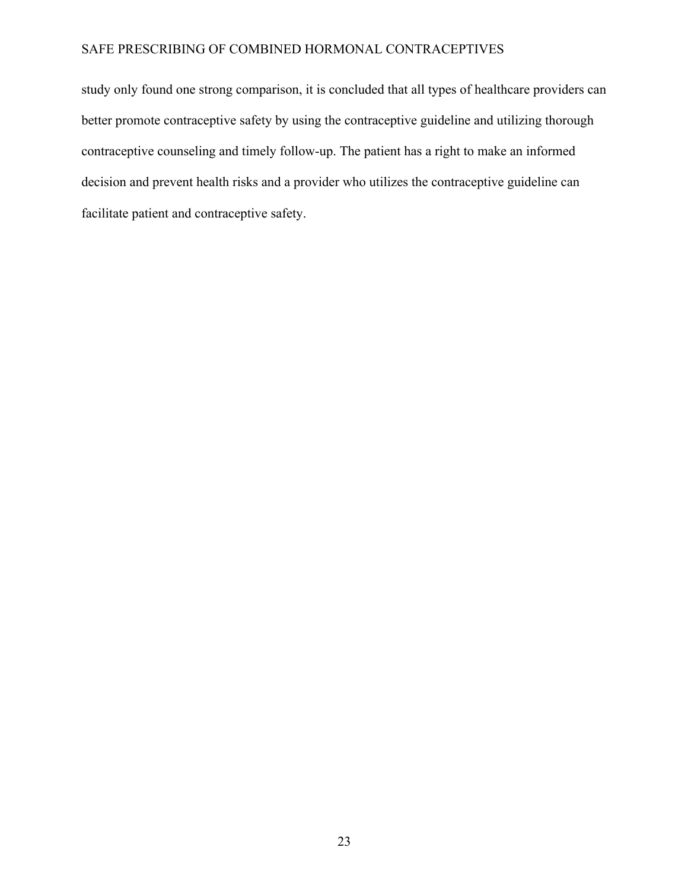study only found one strong comparison, it is concluded that all types of healthcare providers can better promote contraceptive safety by using the contraceptive guideline and utilizing thorough contraceptive counseling and timely follow-up. The patient has a right to make an informed decision and prevent health risks and a provider who utilizes the contraceptive guideline can facilitate patient and contraceptive safety.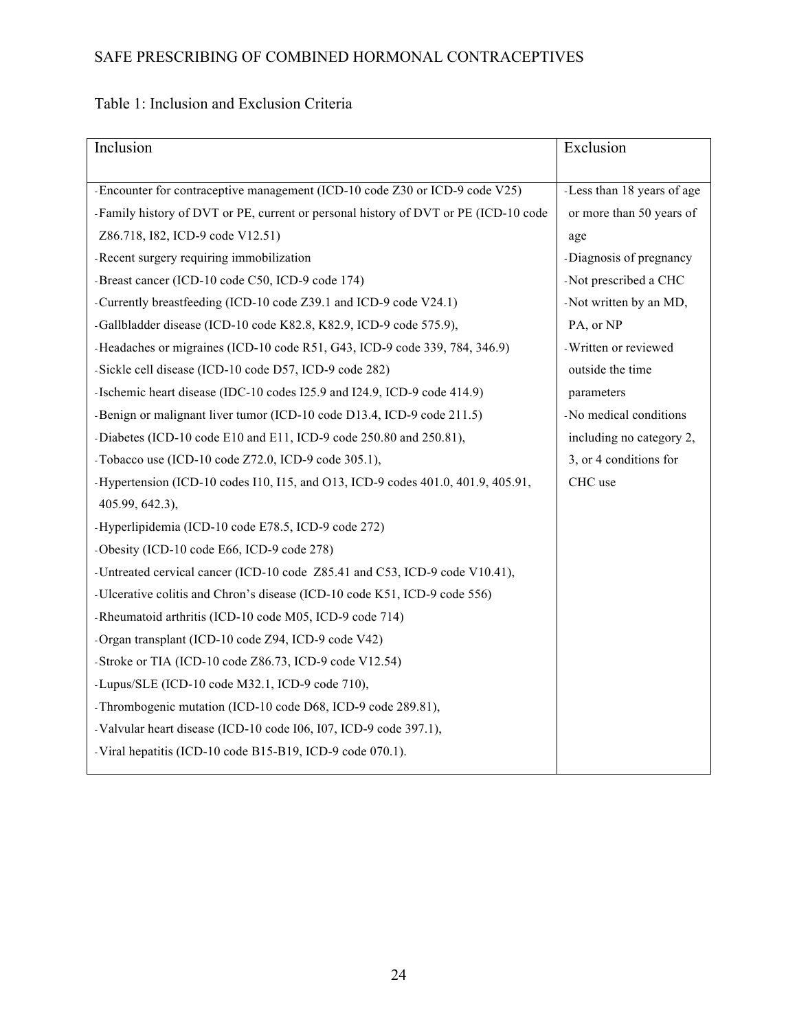Table 1: Inclusion and Exclusion Criteria

| Inclusion | Exclusion |
|---|---|
| -Encounter for contraceptive management (ICD-10 code Z30 or ICD-9 code V25)<br>-Family history of DVT or PE, current or personal history of DVT or PE (ICD-10 code Z86.718, I82, ICD-9 code V12.51)<br>-Recent surgery requiring immobilization<br>-Breast cancer (ICD-10 code C50, ICD-9 code 174)<br>-Currently breastfeeding (ICD-10 code Z39.1 and ICD-9 code V24.1)<br>-Gallbladder disease (ICD-10 code K82.8, K82.9, ICD-9 code 575.9),<br>-Headaches or migraines (ICD-10 code R51, G43, ICD-9 code 339, 784, 346.9)<br>-Sickle cell disease (ICD-10 code D57, ICD-9 code 282)<br>-Ischemic heart disease (IDC-10 codes I25.9 and I24.9, ICD-9 code 414.9)<br>-Benign or malignant liver tumor (ICD-10 code D13.4, ICD-9 code 211.5)<br>-Diabetes (ICD-10 code E10 and E11, ICD-9 code 250.80 and 250.81),<br>-Tobacco use (ICD-10 code Z72.0, ICD-9 code 305.1),<br>-Hypertension (ICD-10 codes I10, I15, and O13, ICD-9 codes 401.0, 401.9, 405.91, 405.99, 642.3),<br>-Hyperlipidemia (ICD-10 code E78.5, ICD-9 code 272)<br>-Obesity (ICD-10 code E66, ICD-9 code 278)<br>-Untreated cervical cancer (ICD-10 code Z85.41 and C53, ICD-9 code V10.41),<br>-Ulcerative colitis and Chron's disease (ICD-10 code K51, ICD-9 code 556)<br>-Rheumatoid arthritis (ICD-10 code M05, ICD-9 code 714)<br>-Organ transplant (ICD-10 code Z94, ICD-9 code V42)<br>-Stroke or TIA (ICD-10 code Z86.73, ICD-9 code V12.54)<br>-Lupus/SLE (ICD-10 code M32.1, ICD-9 code 710),<br>-Thrombogenic mutation (ICD-10 code D68, ICD-9 code 289.81),<br>-Valvular heart disease (ICD-10 code I06, I07, ICD-9 code 397.1),<br>-Viral hepatitis (ICD-10 code B15-B19, ICD-9 code 070.1). | -Less than 18 years of age or more than 50 years of age<br>-Diagnosis of pregnancy<br>-Not prescribed a CHC<br>-Not written by an MD, PA, or NP<br>-Written or reviewed outside the time parameters<br>-No medical conditions including no category 2, 3, or 4 conditions for CHC use |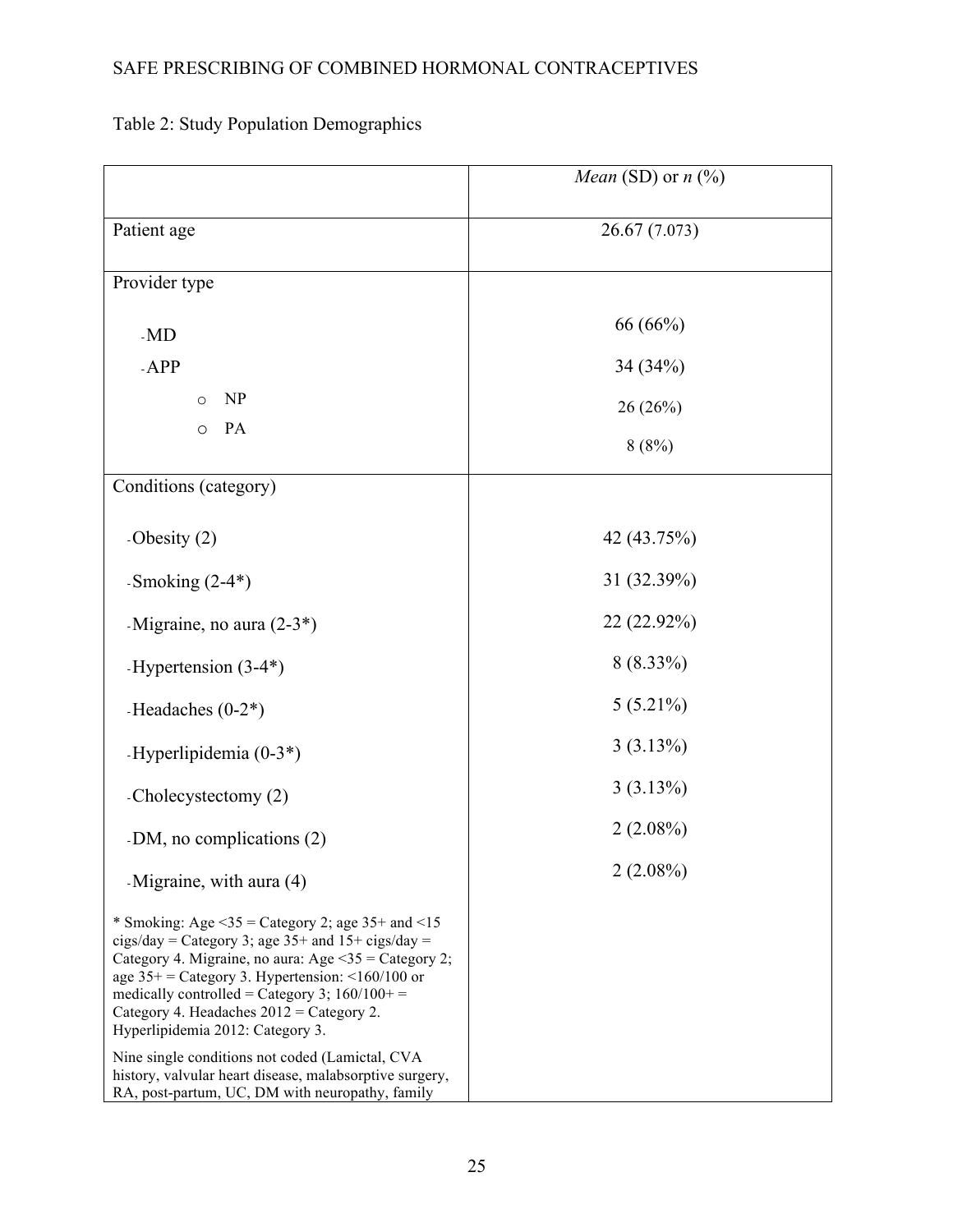Table 2: Study Population Demographics

| | *Mean* (SD) or *n* (%) |
|---|---|
| Patient age | 26.67 (7.073) |
| Provider type | |
| - MD | 66 (66%) |
| - APP | 34 (34%) |
| o NP | 26 (26%) |
| o PA | 8 (8%) |
| Conditions (category) | |
| - Obesity (2) | 42 (43.75%) |
| - Smoking (2-4*) | 31 (32.39%) |
| - Migraine, no aura (2-3*) | 22 (22.92%) |
| - Hypertension (3-4*) | 8 (8.33%) |
| - Headaches (0-2*) | 5 (5.21%) |
| - Hyperlipidemia (0-3*) | 3 (3.13%) |
| - Cholecystectomy (2) | 3 (3.13%) |
| - DM, no complications (2) | 2 (2.08%) |
| - Migraine, with aura (4) | 2 (2.08%) |
| * Smoking: Age <35 = Category 2; age 35+ and <15 cigs/day = Category 3; age 35+ and 15+ cigs/day = Category 4. Migraine, no aura: Age <35 = Category 2; age 35+ = Category 3. Hypertension: <160/100 or medically controlled = Category 3; 160/100+ = Category 4. Headaches 2012 = Category 2. Hyperlipidemia 2012: Category 3. Nine single conditions not coded (Lamictal, CVA history, valvular heart disease, malabsorptive surgery, RA, post-partum, UC, DM with neuropathy, family | |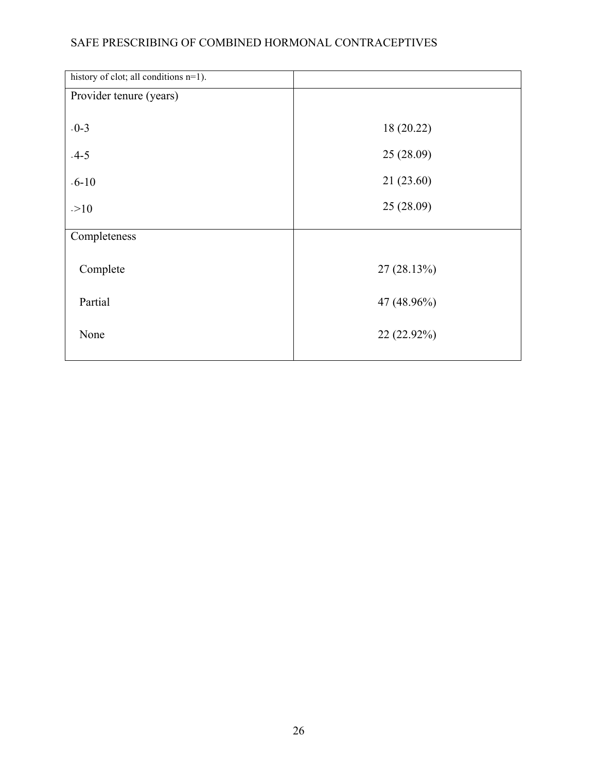| history of clot; all conditions n=1). | |
|---|---|
| Provider tenure (years) | |
| -0-3 | 18 (20.22) |
| -4-5 | 25 (28.09) |
| -6-10 | 21 (23.60) |
| ->10 | 25 (28.09) |
| Completeness | |
| Complete | 27 (28.13%) |
| Partial | 47 (48.96%) |
| None | 22 (22.92%) |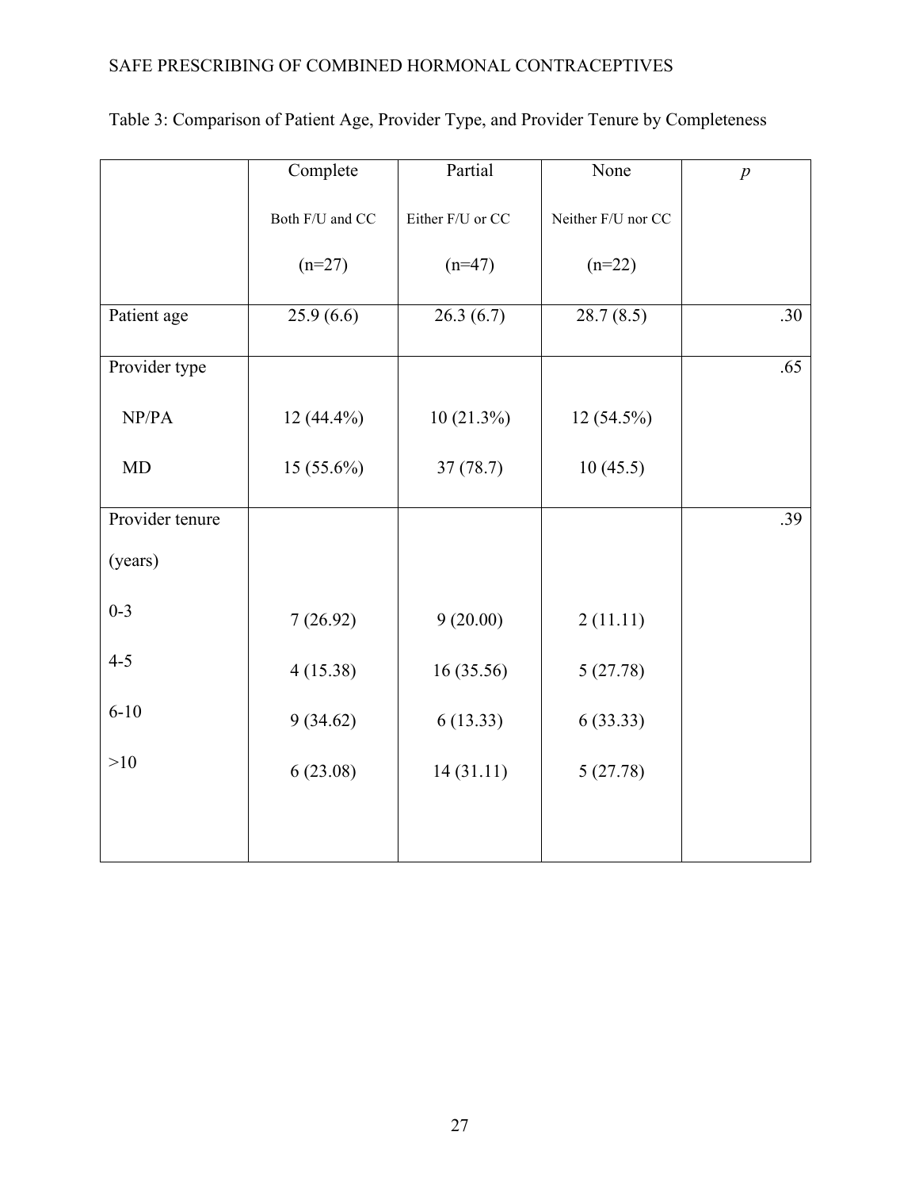Table 3: Comparison of Patient Age, Provider Type, and Provider Tenure by Completeness

| | Complete<br>Both F/U and CC<br>(n=27) | Partial<br>Either F/U or CC<br>(n=47) | None<br>Neither F/U nor CC<br>(n=22) | *p* |
|---|---|---|---|---|
| Patient age | 25.9 (6.6) | 26.3 (6.7) | 28.7 (8.5) | .30 |
| Provider type | | | | .65 |
| NP/PA | 12 (44.4%) | 10 (21.3%) | 12 (54.5%) | |
| MD | 15 (55.6%) | 37 (78.7) | 10 (45.5) | |
| Provider tenure (years) | | | | .39 |
| 0-3 | 7 (26.92) | 9 (20.00) | 2 (11.11) | |
| 4-5 | 4 (15.38) | 16 (35.56) | 5 (27.78) | |
| 6-10 | 9 (34.62) | 6 (13.33) | 6 (33.33) | |
| >10 | 6 (23.08) | 14 (31.11) | 5 (27.78) | |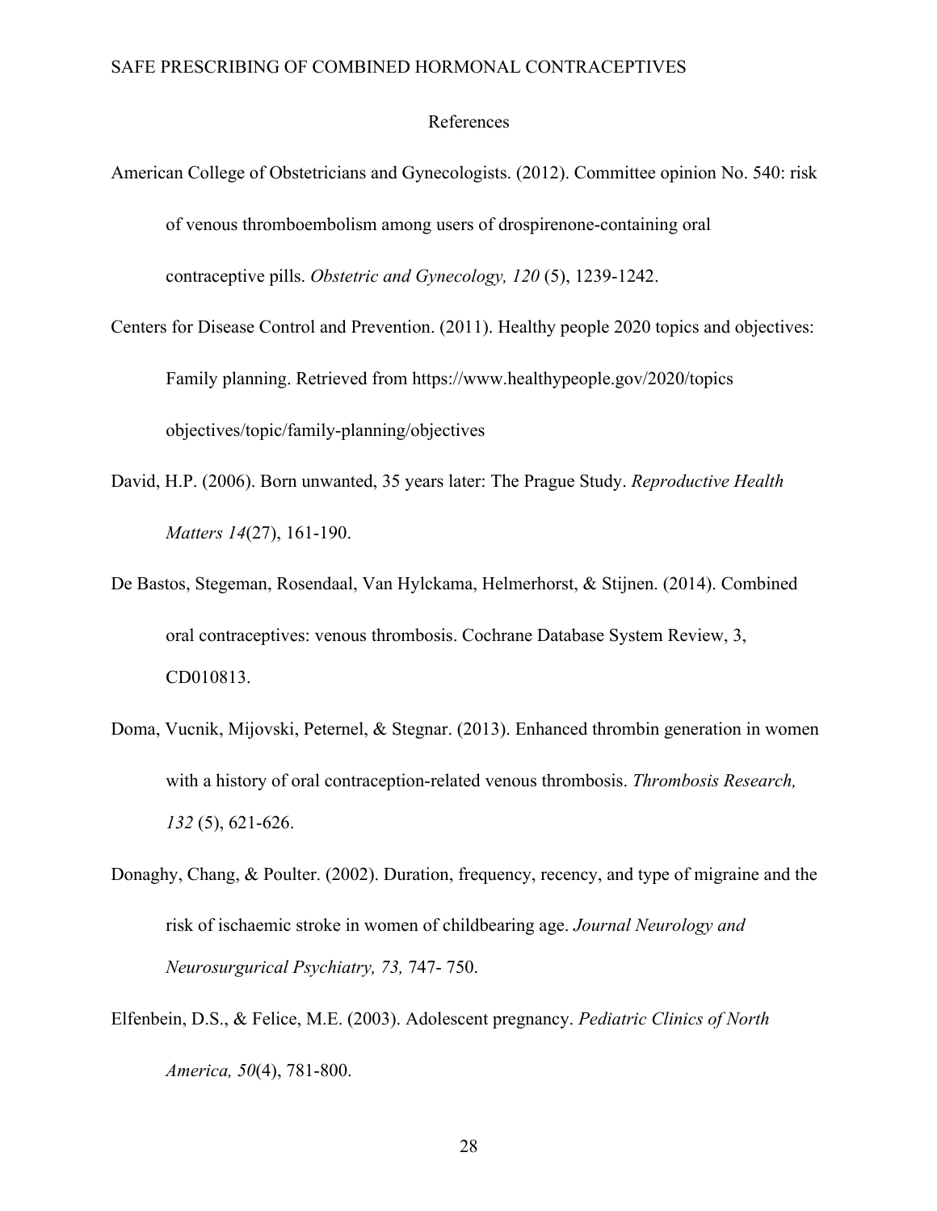# References

American College of Obstetricians and Gynecologists. (2012). Committee opinion No. 540: risk of venous thromboembolism among users of drospirenone-containing oral contraceptive pills. *Obstetric and Gynecology, 120* (5), 1239-1242.

Centers for Disease Control and Prevention. (2011). Healthy people 2020 topics and objectives: Family planning. Retrieved from https://www.healthypeople.gov/2020/topics objectives/topic/family-planning/objectives

David, H.P. (2006). Born unwanted, 35 years later: The Prague Study. *Reproductive Health Matters 14*(27), 161-190.

De Bastos, Stegeman, Rosendaal, Van Hylckama, Helmerhorst, & Stijnen. (2014). Combined oral contraceptives: venous thrombosis. Cochrane Database System Review, 3, CD010813.

Doma, Vucnik, Mijovski, Peternel, & Stegnar. (2013). Enhanced thrombin generation in women with a history of oral contraception-related venous thrombosis. *Thrombosis Research, 132* (5), 621-626.

Donaghy, Chang, & Poulter. (2002). Duration, frequency, recency, and type of migraine and the risk of ischaemic stroke in women of childbearing age. *Journal Neurology and Neurosurgurical Psychiatry, 73,* 747- 750.

Elfenbein, D.S., & Felice, M.E. (2003). Adolescent pregnancy. *Pediatric Clinics of North America, 50*(4), 781-800.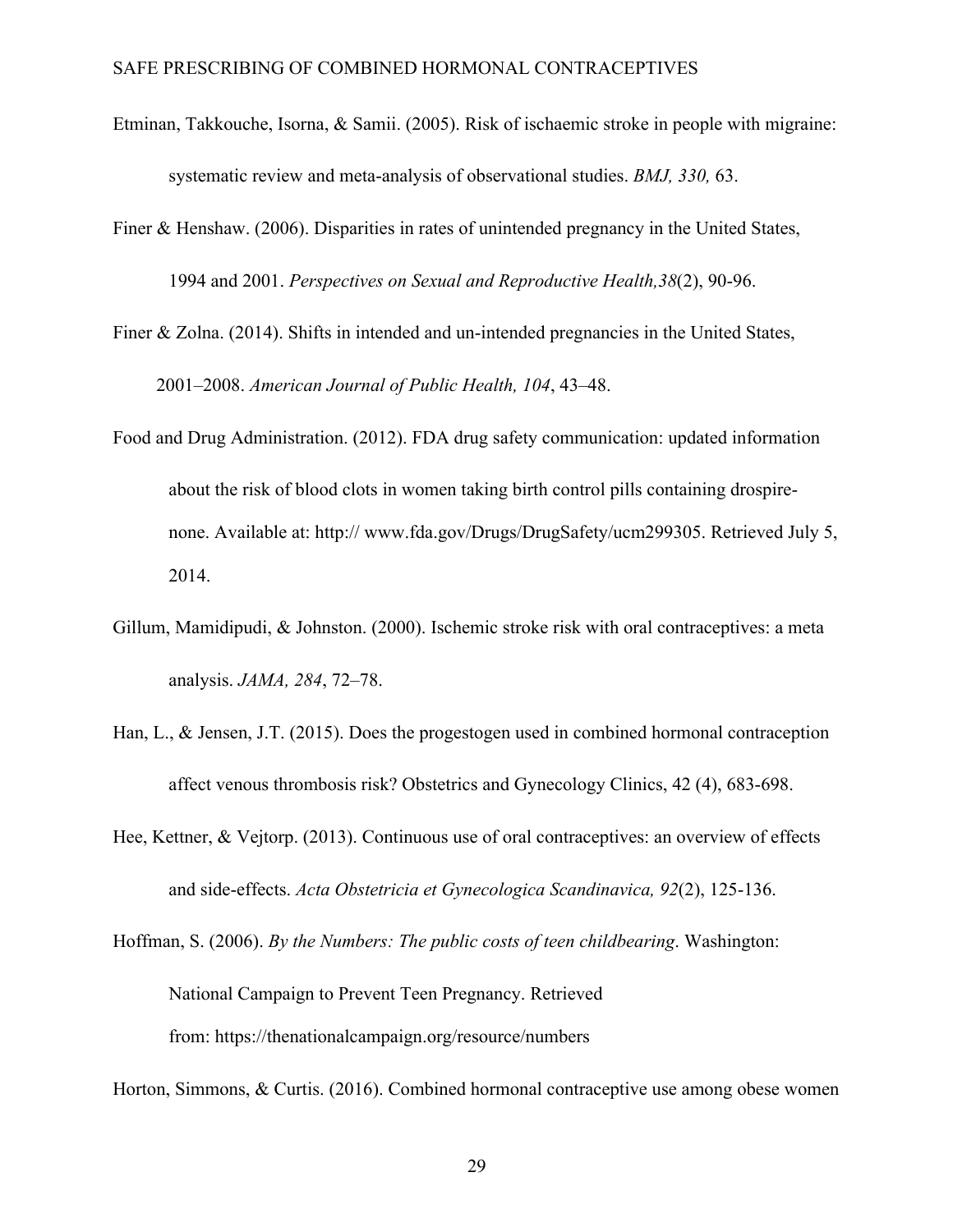Etminan, Takkouche, Isorna, & Samii. (2005). Risk of ischaemic stroke in people with migraine: systematic review and meta-analysis of observational studies. *BMJ, 330,* 63.

Finer & Henshaw. (2006). Disparities in rates of unintended pregnancy in the United States, 1994 and 2001. *Perspectives on Sexual and Reproductive Health,38*(2), 90-96.

Finer & Zolna. (2014). Shifts in intended and un-intended pregnancies in the United States, 2001–2008. *American Journal of Public Health, 104*, 43–48.

Food and Drug Administration. (2012). FDA drug safety communication: updated information about the risk of blood clots in women taking birth control pills containing drospire-none. Available at: http:// www.fda.gov/Drugs/DrugSafety/ucm299305. Retrieved July 5, 2014.

Gillum, Mamidipudi, & Johnston. (2000). Ischemic stroke risk with oral contraceptives: a meta analysis. *JAMA, 284*, 72–78.

Han, L., & Jensen, J.T. (2015). Does the progestogen used in combined hormonal contraception affect venous thrombosis risk? Obstetrics and Gynecology Clinics, 42 (4), 683-698.

Hee, Kettner, & Vejtorp. (2013). Continuous use of oral contraceptives: an overview of effects and side-effects. *Acta Obstetricia et Gynecologica Scandinavica, 92*(2), 125-136.

Hoffman, S. (2006). *By the Numbers: The public costs of teen childbearing*. Washington: National Campaign to Prevent Teen Pregnancy. Retrieved from: https://thenationalcampaign.org/resource/numbers

Horton, Simmons, & Curtis. (2016). Combined hormonal contraceptive use among obese women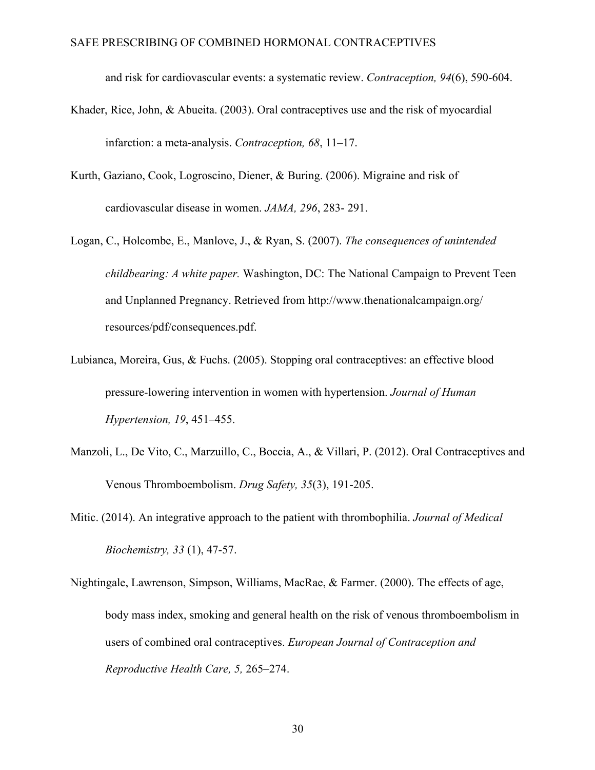and risk for cardiovascular events: a systematic review. *Contraception, 94*(6), 590-604.

Khader, Rice, John, & Abueita. (2003). Oral contraceptives use and the risk of myocardial infarction: a meta-analysis. *Contraception, 68*, 11–17.

Kurth, Gaziano, Cook, Logroscino, Diener, & Buring. (2006). Migraine and risk of cardiovascular disease in women. *JAMA, 296*, 283- 291.

Logan, C., Holcombe, E., Manlove, J., & Ryan, S. (2007). *The consequences of unintended childbearing: A white paper.* Washington, DC: The National Campaign to Prevent Teen and Unplanned Pregnancy. Retrieved from http://www.thenationalcampaign.org/resources/pdf/consequences.pdf.

Lubianca, Moreira, Gus, & Fuchs. (2005). Stopping oral contraceptives: an effective blood pressure-lowering intervention in women with hypertension. *Journal of Human Hypertension, 19*, 451–455.

Manzoli, L., De Vito, C., Marzuillo, C., Boccia, A., & Villari, P. (2012). Oral Contraceptives and Venous Thromboembolism. *Drug Safety, 35*(3), 191-205.

Mitic. (2014). An integrative approach to the patient with thrombophilia. *Journal of Medical Biochemistry, 33* (1), 47-57.

Nightingale, Lawrenson, Simpson, Williams, MacRae, & Farmer. (2000). The effects of age, body mass index, smoking and general health on the risk of venous thromboembolism in users of combined oral contraceptives. *European Journal of Contraception and Reproductive Health Care, 5,* 265–274.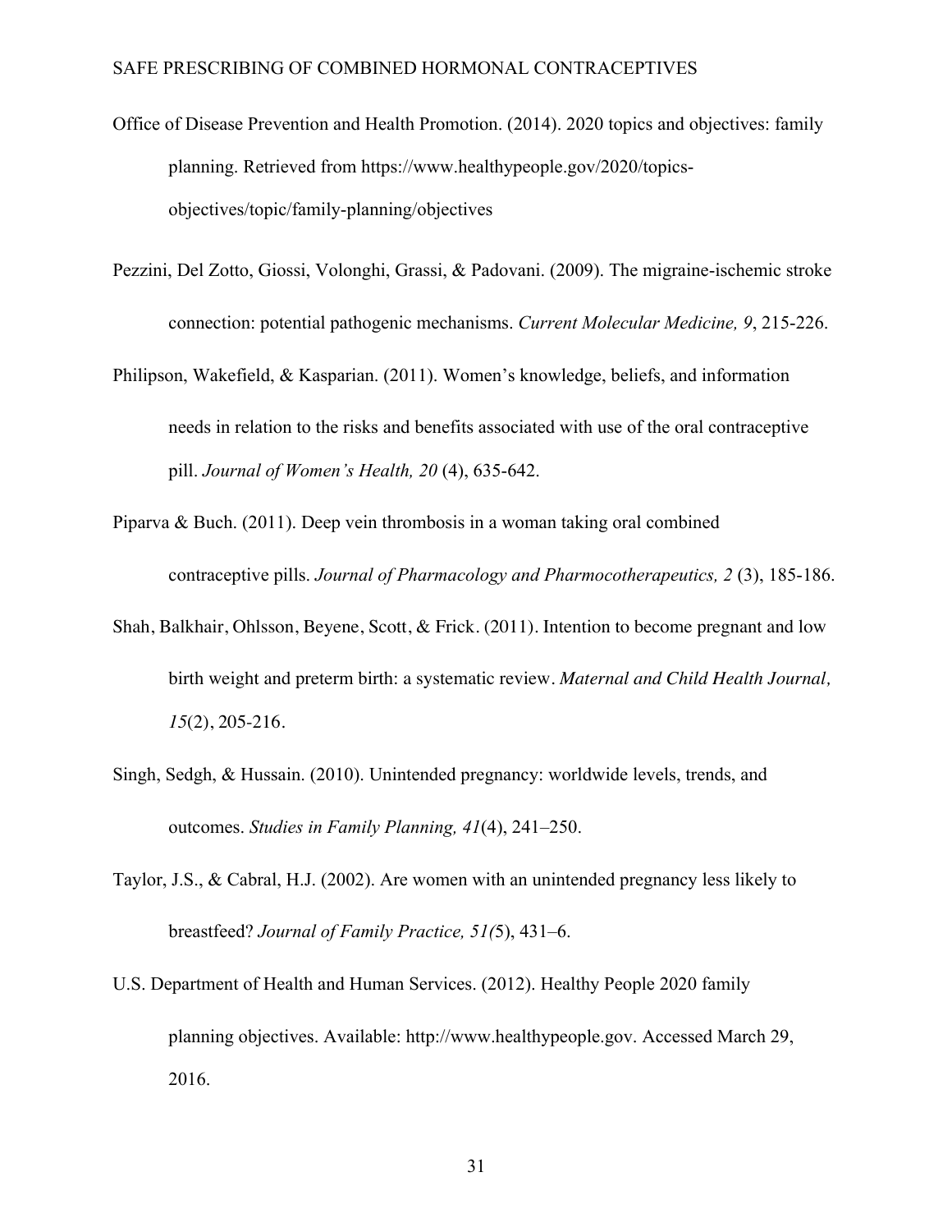Office of Disease Prevention and Health Promotion. (2014). 2020 topics and objectives: family planning. Retrieved from https://www.healthypeople.gov/2020/topics-objectives/topic/family-planning/objectives

Pezzini, Del Zotto, Giossi, Volonghi, Grassi, & Padovani. (2009). The migraine-ischemic stroke connection: potential pathogenic mechanisms. *Current Molecular Medicine, 9*, 215-226.

Philipson, Wakefield, & Kasparian. (2011). Women's knowledge, beliefs, and information needs in relation to the risks and benefits associated with use of the oral contraceptive pill. *Journal of Women's Health, 20* (4), 635-642.

Piparva & Buch. (2011). Deep vein thrombosis in a woman taking oral combined contraceptive pills. *Journal of Pharmacology and Pharmocotherapeutics, 2* (3), 185-186.

Shah, Balkhair, Ohlsson, Beyene, Scott, & Frick. (2011). Intention to become pregnant and low birth weight and preterm birth: a systematic review. *Maternal and Child Health Journal, 15*(2), 205-216.

Singh, Sedgh, & Hussain. (2010). Unintended pregnancy: worldwide levels, trends, and outcomes. *Studies in Family Planning, 41*(4), 241–250.

Taylor, J.S., & Cabral, H.J. (2002). Are women with an unintended pregnancy less likely to breastfeed? *Journal of Family Practice, 51(*5), 431–6.

U.S. Department of Health and Human Services. (2012). Healthy People 2020 family planning objectives. Available: http://www.healthypeople.gov. Accessed March 29, 2016.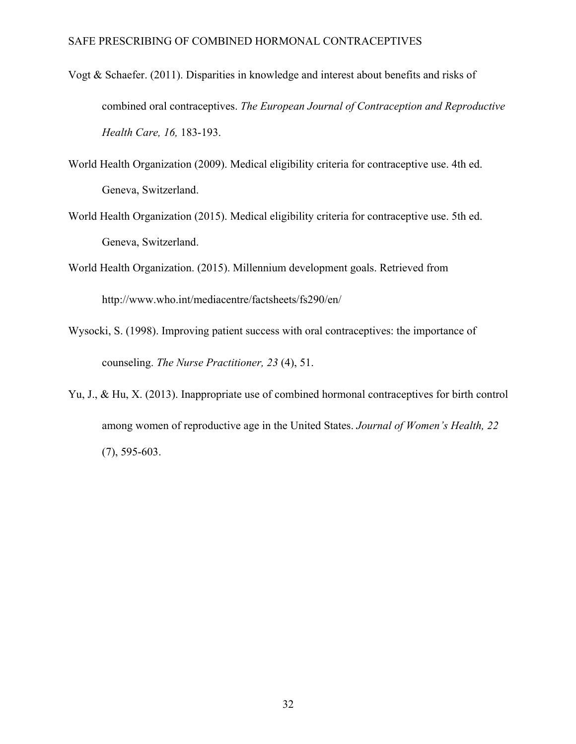Vogt & Schaefer. (2011). Disparities in knowledge and interest about benefits and risks of combined oral contraceptives. *The European Journal of Contraception and Reproductive Health Care, 16,* 183-193.

World Health Organization (2009). Medical eligibility criteria for contraceptive use. 4th ed. Geneva, Switzerland.

World Health Organization (2015). Medical eligibility criteria for contraceptive use. 5th ed. Geneva, Switzerland.

World Health Organization. (2015). Millennium development goals. Retrieved from http://www.who.int/mediacentre/factsheets/fs290/en/

Wysocki, S. (1998). Improving patient success with oral contraceptives: the importance of counseling. *The Nurse Practitioner, 23* (4), 51.

Yu, J., & Hu, X. (2013). Inappropriate use of combined hormonal contraceptives for birth control among women of reproductive age in the United States. *Journal of Women's Health, 22* (7), 595-603.